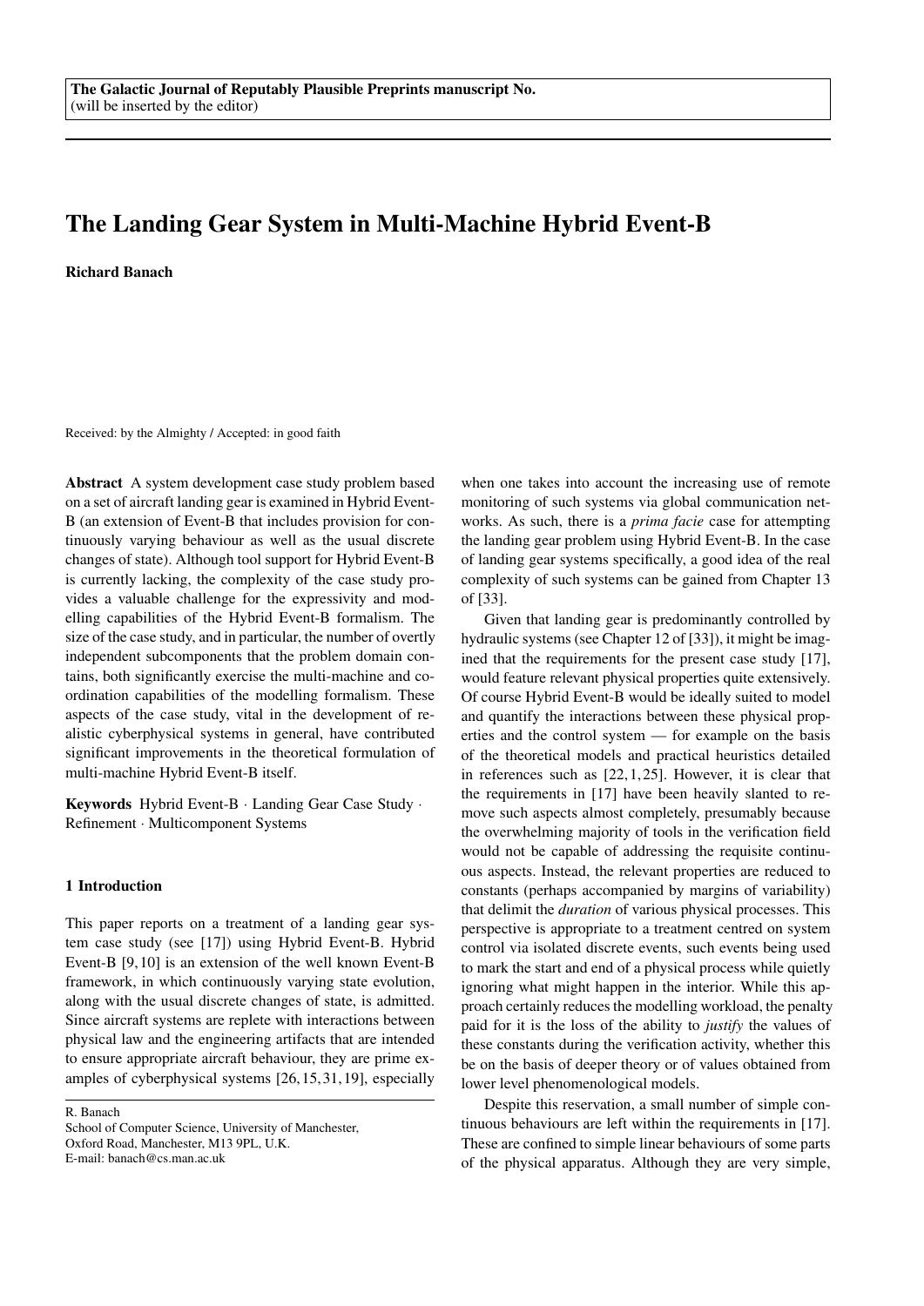The Galactic Journal of Reputably Plausible Preprints manuscript No.
(will be inserted by the editor)

# The Landing Gear System in Multi-Machine Hybrid Event-B

**Richard Banach**

Received: by the Almighty / Accepted: in good faith

**Abstract** A system development case study problem based on a set of aircraft landing gear is examined in Hybrid Event-B (an extension of Event-B that includes provision for continuously varying behaviour as well as the usual discrete changes of state). Although tool support for Hybrid Event-B is currently lacking, the complexity of the case study provides a valuable challenge for the expressivity and modelling capabilities of the Hybrid Event-B formalism. The size of the case study, and in particular, the number of overtly independent subcomponents that the problem domain contains, both significantly exercise the multi-machine and coordination capabilities of the modelling formalism. These aspects of the case study, vital in the development of realistic cyberphysical systems in general, have contributed significant improvements in the theoretical formulation of multi-machine Hybrid Event-B itself.

**Keywords** Hybrid Event-B · Landing Gear Case Study · Refinement · Multicomponent Systems

## 1 Introduction

This paper reports on a treatment of a landing gear system case study (see [17]) using Hybrid Event-B. Hybrid Event-B [9, 10] is an extension of the well known Event-B framework, in which continuously varying state evolution, along with the usual discrete changes of state, is admitted. Since aircraft systems are replete with interactions between physical law and the engineering artifacts that are intended to ensure appropriate aircraft behaviour, they are prime examples of cyberphysical systems [26, 15, 31, 19], especially when one takes into account the increasing use of remote monitoring of such systems via global communication networks. As such, there is a *prima facie* case for attempting the landing gear problem using Hybrid Event-B. In the case of landing gear systems specifically, a good idea of the real complexity of such systems can be gained from Chapter 13 of [33].

Given that landing gear is predominantly controlled by hydraulic systems (see Chapter 12 of [33]), it might be imagined that the requirements for the present case study [17], would feature relevant physical properties quite extensively. Of course Hybrid Event-B would be ideally suited to model and quantify the interactions between these physical properties and the control system — for example on the basis of the theoretical models and practical heuristics detailed in references such as [22, 1, 25]. However, it is clear that the requirements in [17] have been heavily slanted to remove such aspects almost completely, presumably because the overwhelming majority of tools in the verification field would not be capable of addressing the requisite continuous aspects. Instead, the relevant properties are reduced to constants (perhaps accompanied by margins of variability) that delimit the *duration* of various physical processes. This perspective is appropriate to a treatment centred on system control via isolated discrete events, such events being used to mark the start and end of a physical process while quietly ignoring what might happen in the interior. While this approach certainly reduces the modelling workload, the penalty paid for it is the loss of the ability to *justify* the values of these constants during the verification activity, whether this be on the basis of deeper theory or of values obtained from lower level phenomenological models.

Despite this reservation, a small number of simple continuous behaviours are left within the requirements in [17]. These are confined to simple linear behaviours of some parts of the physical apparatus. Although they are very simple,

R. Banach
School of Computer Science, University of Manchester,
Oxford Road, Manchester, M13 9PL, U.K.
E-mail: banach@cs.man.ac.uk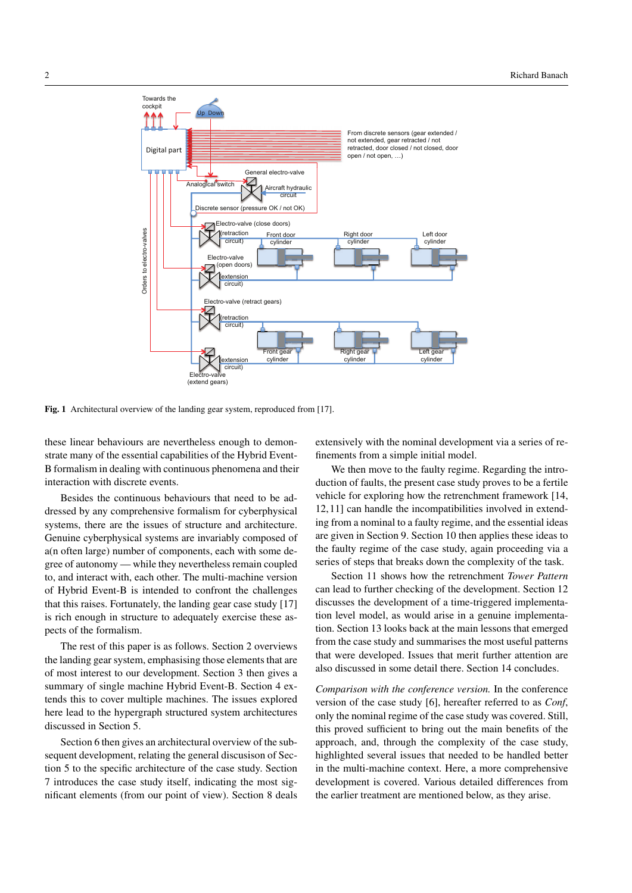**Fig. 1** Architectural overview of the landing gear system, reproduced from [17].

these linear behaviours are nevertheless enough to demonstrate many of the essential capabilities of the Hybrid Event-B formalism in dealing with continuous phenomena and their interaction with discrete events.

Besides the continuous behaviours that need to be addressed by any comprehensive formalism for cyberphysical systems, there are the issues of structure and architecture. Genuine cyberphysical systems are invariably composed of a(n often large) number of components, each with some degree of autonomy — while they nevertheless remain coupled to, and interact with, each other. The multi-machine version of Hybrid Event-B is intended to confront the challenges that this raises. Fortunately, the landing gear case study [17] is rich enough in structure to adequately exercise these aspects of the formalism.

The rest of this paper is as follows. Section 2 overviews the landing gear system, emphasising those elements that are of most interest to our development. Section 3 then gives a summary of single machine Hybrid Event-B. Section 4 extends this to cover multiple machines. The issues explored here lead to the hypergraph structured system architectures discussed in Section 5.

Section 6 then gives an architectural overview of the subsequent development, relating the general discussion of Section 5 to the specific architecture of the case study. Section 7 introduces the case study itself, indicating the most significant elements (from our point of view). Section 8 deals extensively with the nominal development via a series of refinements from a simple initial model.

We then move to the faulty regime. Regarding the introduction of faults, the present case study proves to be a fertile vehicle for exploring how the retrenchment framework [14, 12, 11] can handle the incompatibilities involved in extending from a nominal to a faulty regime, and the essential ideas are given in Section 9. Section 10 then applies these ideas to the faulty regime of the case study, again proceeding via a series of steps that breaks down the complexity of the task.

Section 11 shows how the retrenchment *Tower Pattern* can lead to further checking of the development. Section 12 discusses the development of a time-triggered implementation level model, as would arise in a genuine implementation. Section 13 looks back at the main lessons that emerged from the case study and summarises the most useful patterns that were developed. Issues that merit further attention are also discussed in some detail there. Section 14 concludes.

*Comparison with the conference version.* In the conference version of the case study [6], hereafter referred to as *Conf*, only the nominal regime of the case study was covered. Still, this proved sufficient to bring out the main benefits of the approach, and, through the complexity of the case study, highlighted several issues that needed to be handled better in the multi-machine context. Here, a more comprehensive development is covered. Various detailed differences from the earlier treatment are mentioned below, as they arise.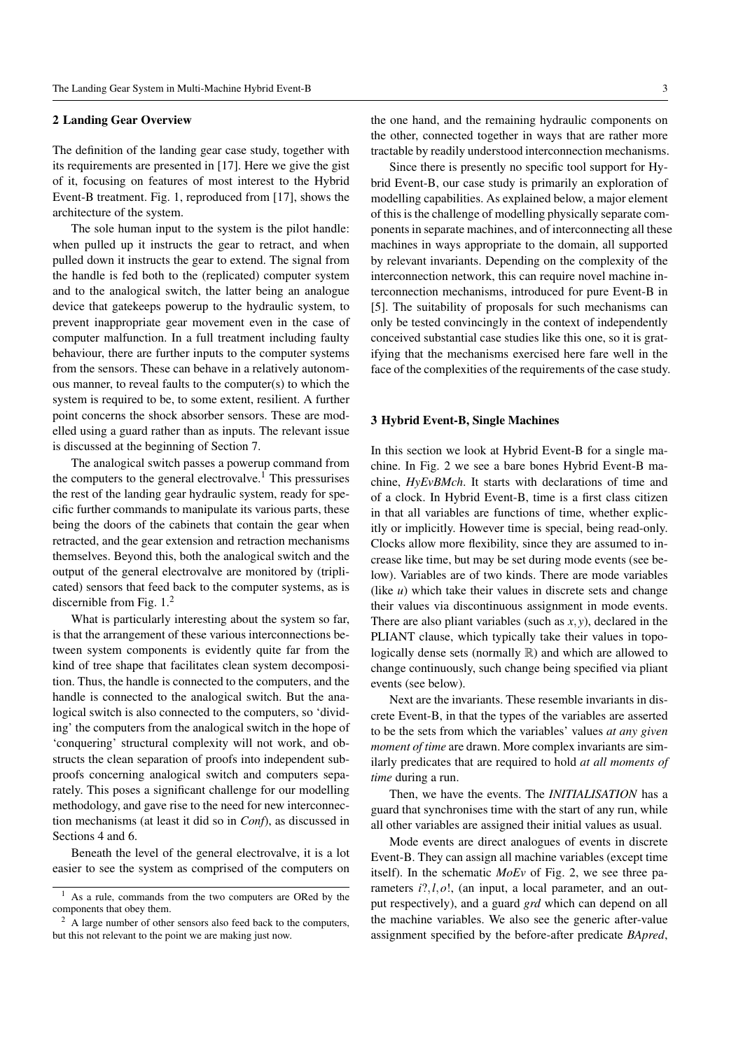## 2 Landing Gear Overview

The definition of the landing gear case study, together with its requirements are presented in [17]. Here we give the gist of it, focusing on features of most interest to the Hybrid Event-B treatment. Fig. 1, reproduced from [17], shows the architecture of the system.

The sole human input to the system is the pilot handle: when pulled up it instructs the gear to retract, and when pulled down it instructs the gear to extend. The signal from the handle is fed both to the (replicated) computer system and to the analogical switch, the latter being an analogue device that gatekeeps powerup to the hydraulic system, to prevent inappropriate gear movement even in the case of computer malfunction. In a full treatment including faulty behaviour, there are further inputs to the computer systems from the sensors. These can behave in a relatively autonomous manner, to reveal faults to the computer(s) to which the system is required to be, to some extent, resilient. A further point concerns the shock absorber sensors. These are modelled using a guard rather than as inputs. The relevant issue is discussed at the beginning of Section 7.

The analogical switch passes a powerup command from the computers to the general electrovalve.[1] This pressurises the rest of the landing gear hydraulic system, ready for specific further commands to manipulate its various parts, these being the doors of the cabinets that contain the gear when retracted, and the gear extension and retraction mechanisms themselves. Beyond this, both the analogical switch and the output of the general electrovalve are monitored by (triplicated) sensors that feed back to the computer systems, as is discernible from Fig. 1.[2]

What is particularly interesting about the system so far, is that the arrangement of these various interconnections between system components is evidently quite far from the kind of tree shape that facilitates clean system decomposition. Thus, the handle is connected to the computers, and the handle is connected to the analogical switch. But the analogical switch is also connected to the computers, so 'dividing' the computers from the analogical switch in the hope of 'conquering' structural complexity will not work, and obstructs the clean separation of proofs into independent subproofs concerning analogical switch and computers separately. This poses a significant challenge for our modelling methodology, and gave rise to the need for new interconnection mechanisms (at least it did so in *Conf*), as discussed in Sections 4 and 6.

Beneath the level of the general electrovalve, it is a lot easier to see the system as comprised of the computers on the one hand, and the remaining hydraulic components on the other, connected together in ways that are rather more tractable by readily understood interconnection mechanisms.

Since there is presently no specific tool support for Hybrid Event-B, our case study is primarily an exploration of modelling capabilities. As explained below, a major element of this is the challenge of modelling physically separate components in separate machines, and of interconnecting all these machines in ways appropriate to the domain, all supported by relevant invariants. Depending on the complexity of the interconnection network, this can require novel machine interconnection mechanisms, introduced for pure Event-B in [5]. The suitability of proposals for such mechanisms can only be tested convincingly in the context of independently conceived substantial case studies like this one, so it is gratifying that the mechanisms exercised here fare well in the face of the complexities of the requirements of the case study.

## 3 Hybrid Event-B, Single Machines

In this section we look at Hybrid Event-B for a single machine. In Fig. 2 we see a bare bones Hybrid Event-B machine, *HyEvBMch*. It starts with declarations of time and of a clock. In Hybrid Event-B, time is a first class citizen in that all variables are functions of time, whether explicitly or implicitly. However time is special, being read-only. Clocks allow more flexibility, since they are assumed to increase like time, but may be set during mode events (see below). Variables are of two kinds. There are mode variables (like $u$) which take their values in discrete sets and change their values via discontinuous assignment in mode events. There are also pliant variables (such as $x, y$), declared in the PLIANT clause, which typically take their values in topologically dense sets (normally $\mathbb{R}$) and which are allowed to change continuously, such change being specified via pliant events (see below).

Next are the invariants. These resemble invariants in discrete Event-B, in that the types of the variables are asserted to be the sets from which the variables' values *at any given moment of time* are drawn. More complex invariants are similarly predicates that are required to hold *at all moments of time* during a run.

Then, we have the events. The *INITIALISATION* has a guard that synchronises time with the start of any run, while all other variables are assigned their initial values as usual.

Mode events are direct analogues of events in discrete Event-B. They can assign all machine variables (except time itself). In the schematic *MoEv* of Fig. 2, we see three parameters $i?, l, o!$, (an input, a local parameter, and an output respectively), and a guard *grd* which can depend on all the machine variables. We also see the generic after-value assignment specified by the before-after predicate *BApred*,

[1] As a rule, commands from the two computers are ORed by the components that obey them.

[2] A large number of other sensors also feed back to the computers, but this not relevant to the point we are making just now.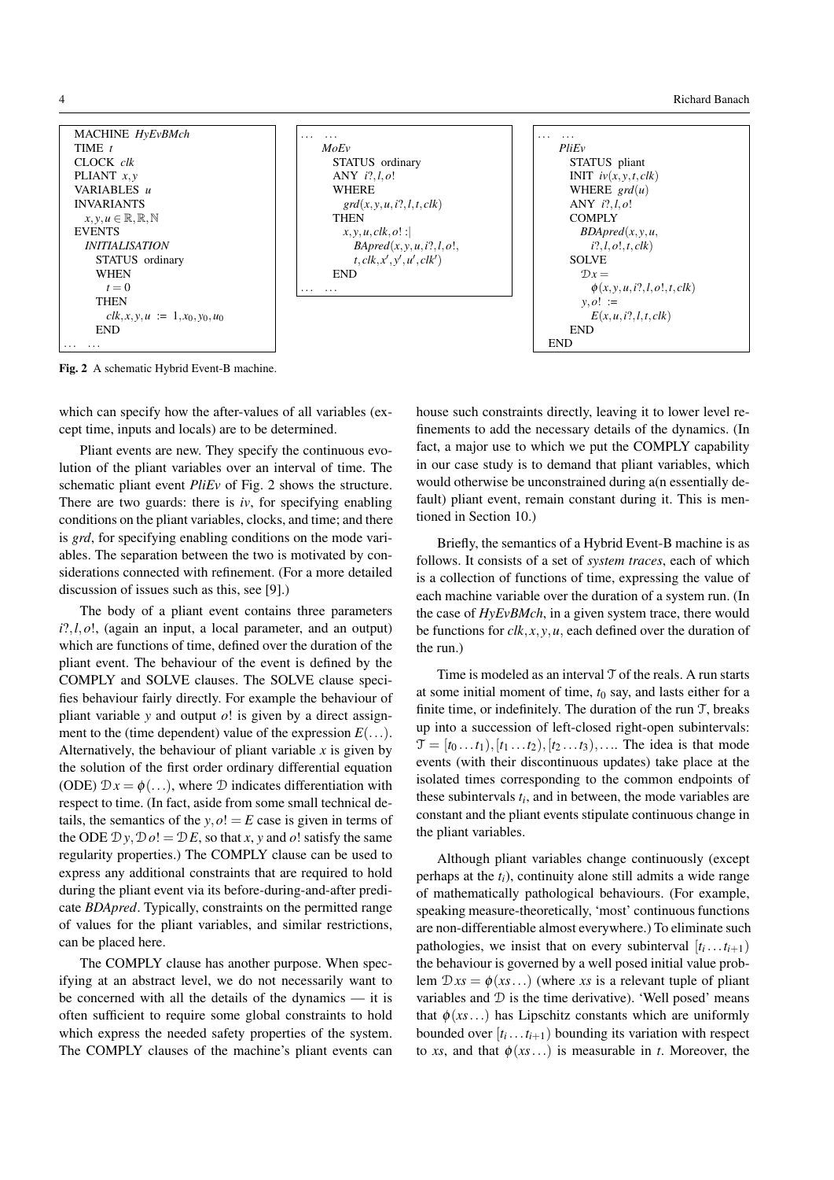```
MACHINE HyEvBMch
TIME t
CLOCK clk
PLIANT x, y
VARIABLES u
INVARIANTS
  x, y, u ∈ ℝ, ℝ, ℕ
EVENTS
  INITIALISATION
    STATUS ordinary
    WHEN
      t = 0
    THEN
      clk, x, y, u := 1, x0, y0, u0
    END
  ... ...
```

```
... ...
  MoEv
    STATUS ordinary
    ANY i?, l, o!
    WHERE
      grd(x, y, u, i?, l, t, clk)
    THEN
      x, y, u, clk, o! :|
        BApred(x, y, u, i?, l, o!,
          t, clk, x', y', u', clk')
    END
  ... ...
```

```
... ...
  PliEv
    STATUS pliant
    INIT iv(x, y, t, clk)
    WHERE grd(u)
    ANY i?, l, o!
    COMPLY
      BDApred(x, y, u,
        i?, l, o!, t, clk)
    SOLVE
      𝒟x =
        φ(x, y, u, i?, l, o!, t, clk)
      y, o! :=
        E(x, u, i?, l, t, clk)
    END
END
```

**Fig. 2** A schematic Hybrid Event-B machine.

which can specify how the after-values of all variables (except time, inputs and locals) are to be determined.

Pliant events are new. They specify the continuous evolution of the pliant variables over an interval of time. The schematic pliant event *PliEv* of Fig. 2 shows the structure. There are two guards: there is *iv*, for specifying enabling conditions on the pliant variables, clocks, and time; and there is *grd*, for specifying enabling conditions on the mode variables. The separation between the two is motivated by considerations connected with refinement. (For a more detailed discussion of issues such as this, see [9].)

The body of a pliant event contains three parameters $i?, l, o!$, (again an input, a local parameter, and an output) which are functions of time, defined over the duration of the pliant event. The behaviour of the event is defined by the COMPLY and SOLVE clauses. The SOLVE clause specifies behaviour fairly directly. For example the behaviour of pliant variable $y$ and output $o!$ is given by a direct assignment to the (time dependent) value of the expression $E(\ldots)$. Alternatively, the behaviour of pliant variable $x$ is given by the solution of the first order ordinary differential equation (ODE) $\mathcal{D}x = \phi(\ldots)$, where $\mathcal{D}$ indicates differentiation with respect to time. (In fact, aside from some small technical details, the semantics of the $y, o! = E$ case is given in terms of the ODE $\mathcal{D}y, \mathcal{D}o! = \mathcal{D}E$, so that $x$, $y$ and $o!$ satisfy the same regularity properties.) The COMPLY clause can be used to express any additional constraints that are required to hold during the pliant event via its before-during-and-after predicate *BDApred*. Typically, constraints on the permitted range of values for the pliant variables, and similar restrictions, can be placed here.

The COMPLY clause has another purpose. When specifying at an abstract level, we do not necessarily want to be concerned with all the details of the dynamics — it is often sufficient to require some global constraints to hold which express the needed safety properties of the system. The COMPLY clauses of the machine's pliant events can house such constraints directly, leaving it to lower level refinements to add the necessary details of the dynamics. (In fact, a major use to which we put the COMPLY capability in our case study is to demand that pliant variables, which would otherwise be unconstrained during a(n essentially default) pliant event, remain constant during it. This is mentioned in Section 10.)

Briefly, the semantics of a Hybrid Event-B machine is as follows. It consists of a set of *system traces*, each of which is a collection of functions of time, expressing the value of each machine variable over the duration of a system run. (In the case of *HyEvBMch*, in a given system trace, there would be functions for $clk, x, y, u$, each defined over the duration of the run.)

Time is modeled as an interval $\mathcal{T}$ of the reals. A run starts at some initial moment of time, $t_0$ say, and lasts either for a finite time, or indefinitely. The duration of the run $\mathcal{T}$, breaks up into a succession of left-closed right-open subintervals: $\mathcal{T} = [t_0 \ldots t_1), [t_1 \ldots t_2), [t_2 \ldots t_3), \ldots$. The idea is that mode events (with their discontinuous updates) take place at the isolated times corresponding to the common endpoints of these subintervals $t_i$, and in between, the mode variables are constant and the pliant events stipulate continuous change in the pliant variables.

Although pliant variables change continuously (except perhaps at the $t_i$), continuity alone still admits a wide range of mathematically pathological behaviours. (For example, speaking measure-theoretically, 'most' continuous functions are non-differentiable almost everywhere.) To eliminate such pathologies, we insist that on every subinterval $[t_i \ldots t_{i+1})$ the behaviour is governed by a well posed initial value problem $\mathcal{D}\,xs = \phi(xs \ldots)$ (where $xs$ is a relevant tuple of pliant variables and $\mathcal{D}$ is the time derivative). 'Well posed' means that $\phi(xs \ldots)$ has Lipschitz constants which are uniformly bounded over $[t_i \ldots t_{i+1})$ bounding its variation with respect to $xs$, and that $\phi(xs \ldots)$ is measurable in $t$. Moreover, the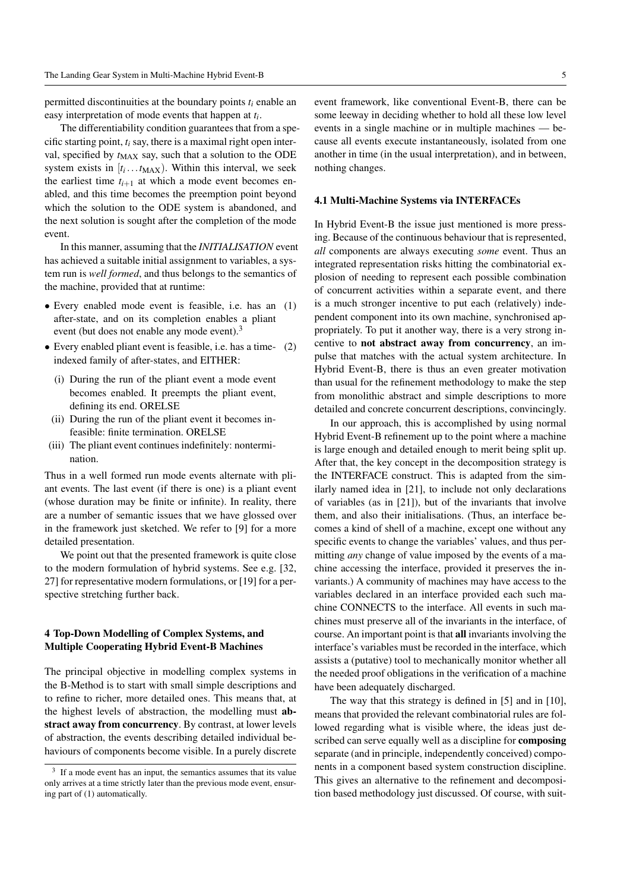permitted discontinuities at the boundary points $t_i$ enable an easy interpretation of mode events that happen at $t_i$.

The differentiability condition guarantees that from a specific starting point, $t_i$ say, there is a maximal right open interval, specified by $t_{\text{MAX}}$ say, such that a solution to the ODE system exists in $[t_i \dots t_{\text{MAX}})$. Within this interval, we seek the earliest time $t_{i+1}$ at which a mode event becomes enabled, and this time becomes the preemption point beyond which the solution to the ODE system is abandoned, and the next solution is sought after the completion of the mode event.

In this manner, assuming that the *INITIALISATION* event has achieved a suitable initial assignment to variables, a system run is *well formed*, and thus belongs to the semantics of the machine, provided that at runtime:

- Every enabled mode event is feasible, i.e. has an after-state, and on its completion enables a pliant event (but does not enable any mode event).[3] (1)
- Every enabled pliant event is feasible, i.e. has a time-indexed family of after-states, and EITHER: (2)
  - (i) During the run of the pliant event a mode event becomes enabled. It preempts the pliant event, defining its end. ORELSE
  - (ii) During the run of the pliant event it becomes infeasible: finite termination. ORELSE
  - (iii) The pliant event continues indefinitely: nontermination.

Thus in a well formed run mode events alternate with pliant events. The last event (if there is one) is a pliant event (whose duration may be finite or infinite). In reality, there are a number of semantic issues that we have glossed over in the framework just sketched. We refer to [9] for a more detailed presentation.

We point out that the presented framework is quite close to the modern formulation of hybrid systems. See e.g. [32, 27] for representative modern formulations, or [19] for a perspective stretching further back.

## 4 Top-Down Modelling of Complex Systems, and Multiple Cooperating Hybrid Event-B Machines

The principal objective in modelling complex systems in the B-Method is to start with small simple descriptions and to refine to richer, more detailed ones. This means that, at the highest levels of abstraction, the modelling must **abstract away from concurrency**. By contrast, at lower levels of abstraction, the events describing detailed individual behaviours of components become visible. In a purely discrete event framework, like conventional Event-B, there can be some leeway in deciding whether to hold all these low level events in a single machine or in multiple machines — because all events execute instantaneously, isolated from one another in time (in the usual interpretation), and in between, nothing changes.

### 4.1 Multi-Machine Systems via INTERFACEs

In Hybrid Event-B the issue just mentioned is more pressing. Because of the continuous behaviour that is represented, *all* components are always executing *some* event. Thus an integrated representation risks hitting the combinatorial explosion of needing to represent each possible combination of concurrent activities within a separate event, and there is a much stronger incentive to put each (relatively) independent component into its own machine, synchronised appropriately. To put it another way, there is a very strong incentive to **not abstract away from concurrency**, an impulse that matches with the actual system architecture. In Hybrid Event-B, there is thus an even greater motivation than usual for the refinement methodology to make the step from monolithic abstract and simple descriptions to more detailed and concrete concurrent descriptions, convincingly.

In our approach, this is accomplished by using normal Hybrid Event-B refinement up to the point where a machine is large enough and detailed enough to merit being split up. After that, the key concept in the decomposition strategy is the INTERFACE construct. This is adapted from the similarly named idea in [21], to include not only declarations of variables (as in [21]), but of the invariants that involve them, and also their initialisations. (Thus, an interface becomes a kind of shell of a machine, except one without any specific events to change the variables' values, and thus permitting *any* change of value imposed by the events of a machine accessing the interface, provided it preserves the invariants.) A community of machines may have access to the variables declared in an interface provided each such machine CONNECTS to the interface. All events in such machines must preserve all of the invariants in the interface, of course. An important point is that **all** invariants involving the interface's variables must be recorded in the interface, which assists a (putative) tool to mechanically monitor whether all the needed proof obligations in the verification of a machine have been adequately discharged.

The way that this strategy is defined in [5] and in [10], means that provided the relevant combinatorial rules are followed regarding what is visible where, the ideas just described can serve equally well as a discipline for **composing** separate (and in principle, independently conceived) components in a component based system construction discipline. This gives an alternative to the refinement and decomposition based methodology just discussed. Of course, with suit-

[3] If a mode event has an input, the semantics assumes that its value only arrives at a time strictly later than the previous mode event, ensuring part of (1) automatically.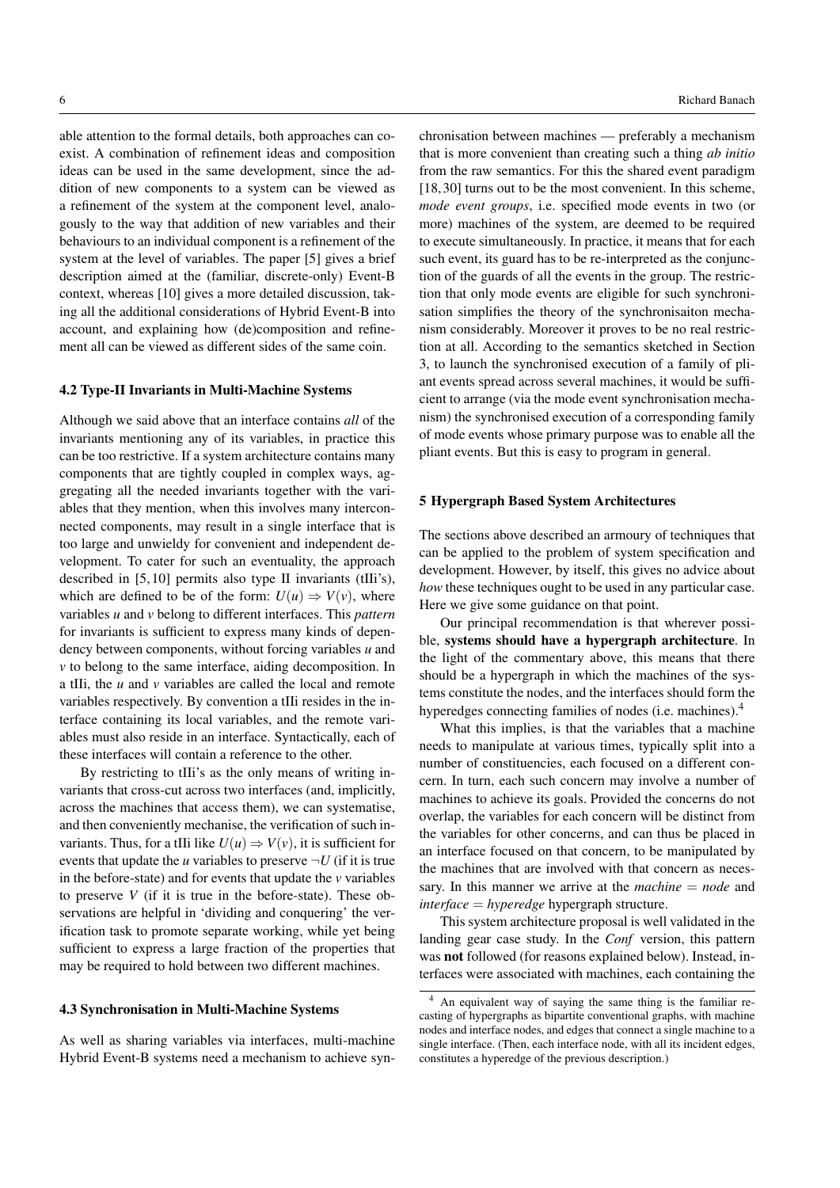able attention to the formal details, both approaches can coexist. A combination of refinement ideas and composition ideas can be used in the same development, since the addition of new components to a system can be viewed as a refinement of the system at the component level, analogously to the way that addition of new variables and their behaviours to an individual component is a refinement of the system at the level of variables. The paper [5] gives a brief description aimed at the (familiar, discrete-only) Event-B context, whereas [10] gives a more detailed discussion, taking all the additional considerations of Hybrid Event-B into account, and explaining how (de)composition and refinement all can be viewed as different sides of the same coin.

### 4.2 Type-II Invariants in Multi-Machine Systems

Although we said above that an interface contains *all* of the invariants mentioning any of its variables, in practice this can be too restrictive. If a system architecture contains many components that are tightly coupled in complex ways, aggregating all the needed invariants together with the variables that they mention, when this involves many interconnected components, may result in a single interface that is too large and unwieldy for convenient and independent development. To cater for such an eventuality, the approach described in [5,10] permits also type II invariants (tIIi's), which are defined to be of the form: $U(u) \Rightarrow V(v)$, where variables $u$ and $v$ belong to different interfaces. This *pattern* for invariants is sufficient to express many kinds of dependency between components, without forcing variables $u$ and $v$ to belong to the same interface, aiding decomposition. In a tIIi, the $u$ and $v$ variables are called the local and remote variables respectively. By convention a tIIi resides in the interface containing its local variables, and the remote variables must also reside in an interface. Syntactically, each of these interfaces will contain a reference to the other.

By restricting to tIIi's as the only means of writing invariants that cross-cut across two interfaces (and, implicitly, across the machines that access them), we can systematise, and then conveniently mechanise, the verification of such invariants. Thus, for a tIIi like $U(u) \Rightarrow V(v)$, it is sufficient for events that update the $u$ variables to preserve $\neg U$ (if it is true in the before-state) and for events that update the $v$ variables to preserve $V$ (if it is true in the before-state). These observations are helpful in 'dividing and conquering' the verification task to promote separate working, while yet being sufficient to express a large fraction of the properties that may be required to hold between two different machines.

### 4.3 Synchronisation in Multi-Machine Systems

As well as sharing variables via interfaces, multi-machine Hybrid Event-B systems need a mechanism to achieve synchronisation between machines — preferably a mechanism that is more convenient than creating such a thing *ab initio* from the raw semantics. For this the shared event paradigm [18,30] turns out to be the most convenient. In this scheme, *mode event groups*, i.e. specified mode events in two (or more) machines of the system, are deemed to be required to execute simultaneously. In practice, it means that for each such event, its guard has to be re-interpreted as the conjunction of the guards of all the events in the group. The restriction that only mode events are eligible for such synchronisation simplifies the theory of the synchronisaiton mechanism considerably. Moreover it proves to be no real restriction at all. According to the semantics sketched in Section 3, to launch the synchronised execution of a family of pliant events spread across several machines, it would be sufficient to arrange (via the mode event synchronisation mechanism) the synchronised execution of a corresponding family of mode events whose primary purpose was to enable all the pliant events. But this is easy to program in general.

## 5 Hypergraph Based System Architectures

The sections above described an armoury of techniques that can be applied to the problem of system specification and development. However, by itself, this gives no advice about *how* these techniques ought to be used in any particular case. Here we give some guidance on that point.

Our principal recommendation is that wherever possible, **systems should have a hypergraph architecture**. In the light of the commentary above, this means that there should be a hypergraph in which the machines of the systems constitute the nodes, and the interfaces should form the hyperedges connecting families of nodes (i.e. machines).[4]

What this implies, is that the variables that a machine needs to manipulate at various times, typically split into a number of constituencies, each focused on a different concern. In turn, each such concern may involve a number of machines to achieve its goals. Provided the concerns do not overlap, the variables for each concern will be distinct from the variables for other concerns, and can thus be placed in an interface focused on that concern, to be manipulated by the machines that are involved with that concern as necessary. In this manner we arrive at the *machine = node* and *interface = hyperedge* hypergraph structure.

This system architecture proposal is well validated in the landing gear case study. In the *Conf* version, this pattern was **not** followed (for reasons explained below). Instead, interfaces were associated with machines, each containing the

[4] An equivalent way of saying the same thing is the familiar recasting of hypergraphs as bipartite conventional graphs, with machine nodes and interface nodes, and edges that connect a single machine to a single interface. (Then, each interface node, with all its incident edges, constitutes a hyperedge of the previous description.)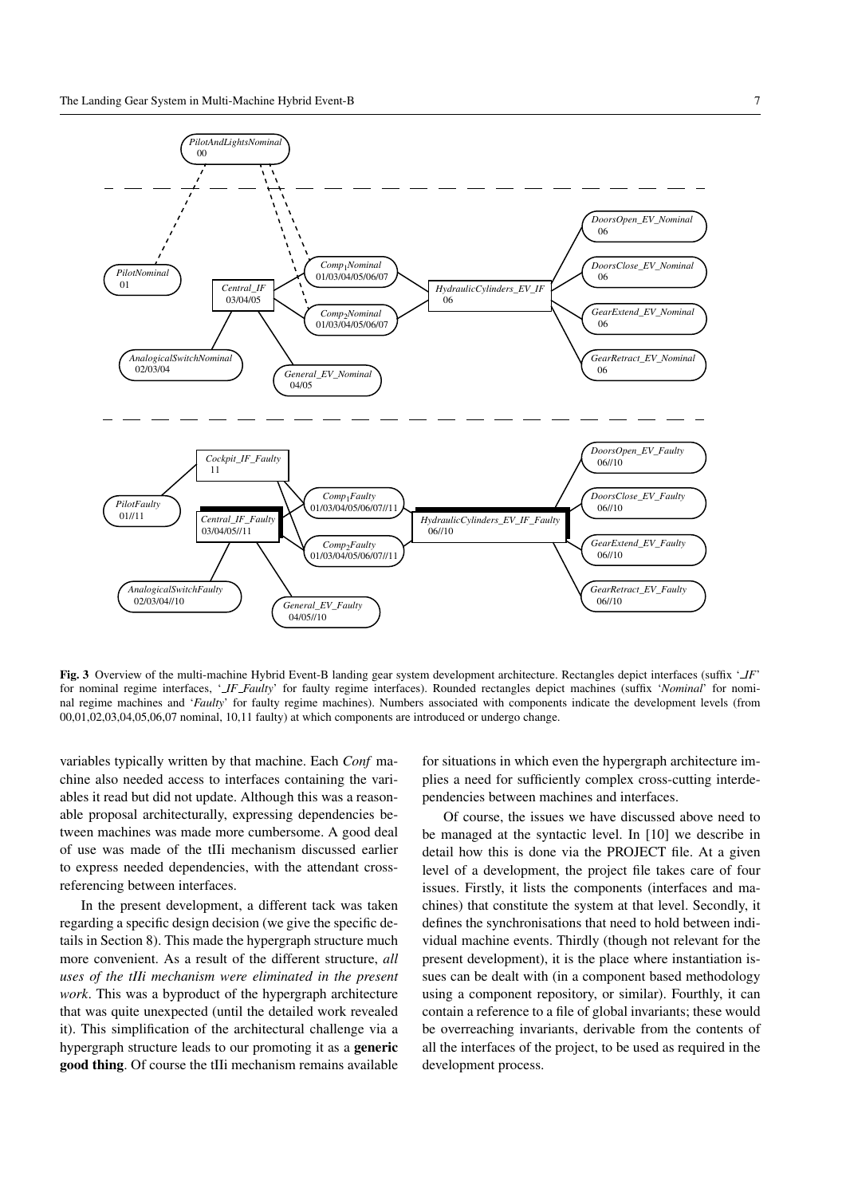**Fig. 3** Overview of the multi-machine Hybrid Event-B landing gear system development architecture. Rectangles depict interfaces (suffix '*_IF*' for nominal regime interfaces, '*_IF_Faulty*' for faulty regime interfaces). Rounded rectangles depict machines (suffix '*Nominal*' for nominal regime machines and '*Faulty*' for faulty regime machines). Numbers associated with components indicate the development levels (from 00,01,02,03,04,05,06,07 nominal, 10,11 faulty) at which components are introduced or undergo change.

variables typically written by that machine. Each *Conf* machine also needed access to interfaces containing the variables it read but did not update. Although this was a reasonable proposal architecturally, expressing dependencies between machines was made more cumbersome. A good deal of use was made of the tIIi mechanism discussed earlier to express needed dependencies, with the attendant cross-referencing between interfaces.

In the present development, a different tack was taken regarding a specific design decision (we give the specific details in Section 8). This made the hypergraph structure much more convenient. As a result of the different structure, *all uses of the tIIi mechanism were eliminated in the present work*. This was a byproduct of the hypergraph architecture that was quite unexpected (until the detailed work revealed it). This simplification of the architectural challenge via a hypergraph structure leads to our promoting it as a **generic good thing**. Of course the tIIi mechanism remains available for situations in which even the hypergraph architecture implies a need for sufficiently complex cross-cutting interdependencies between machines and interfaces.

Of course, the issues we have discussed above need to be managed at the syntactic level. In [10] we describe in detail how this is done via the PROJECT file. At a given level of a development, the project file takes care of four issues. Firstly, it lists the components (interfaces and machines) that constitute the system at that level. Secondly, it defines the synchronisations that need to hold between individual machine events. Thirdly (though not relevant for the present development), it is the place where instantiation issues can be dealt with (in a component based methodology using a component repository, or similar). Fourthly, it can contain a reference to a file of global invariants; these would be overreaching invariants, derivable from the contents of all the interfaces of the project, to be used as required in the development process.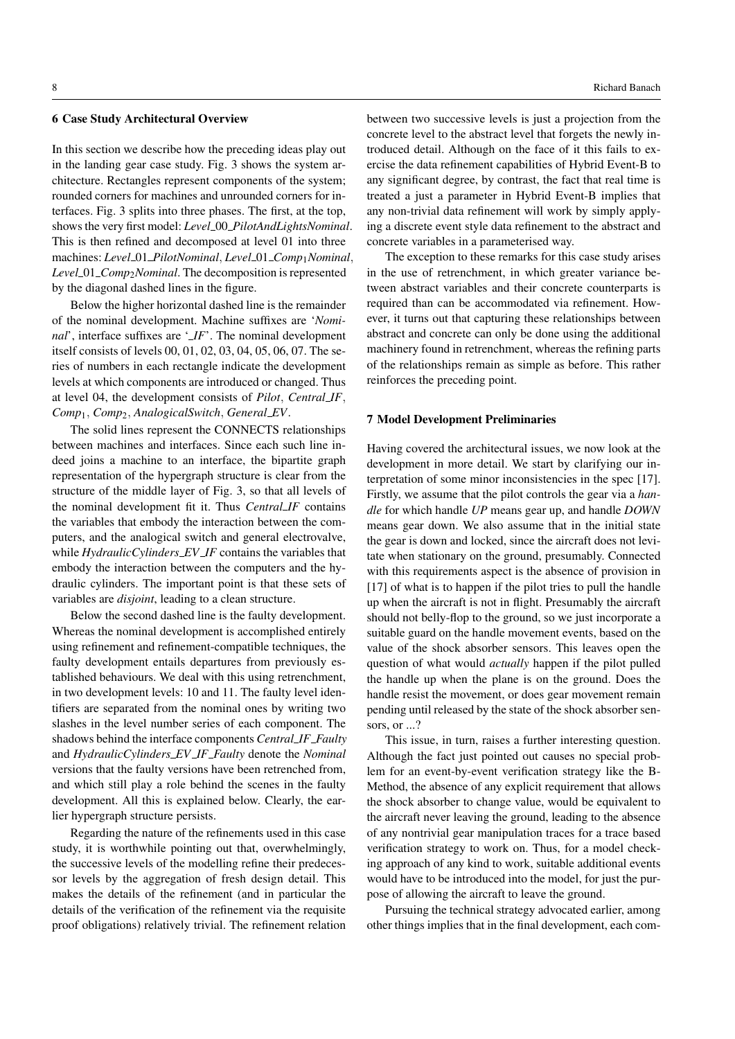## 6 Case Study Architectural Overview

In this section we describe how the preceding ideas play out in the landing gear case study. Fig. 3 shows the system architecture. Rectangles represent components of the system; rounded corners for machines and unrounded corners for interfaces. Fig. 3 splits into three phases. The first, at the top, shows the very first model: *Level_00_PilotAndLightsNominal*. This is then refined and decomposed at level 01 into three machines: *Level_01_PilotNominal*, *Level_01_Comp$_1$Nominal*, *Level_01_Comp$_2$Nominal*. The decomposition is represented by the diagonal dashed lines in the figure.

Below the higher horizontal dashed line is the remainder of the nominal development. Machine suffixes are '*Nominal*', interface suffixes are '*_IF*'. The nominal development itself consists of levels 00, 01, 02, 03, 04, 05, 06, 07. The series of numbers in each rectangle indicate the development levels at which components are introduced or changed. Thus at level 04, the development consists of *Pilot*, *Central_IF*, *Comp*$_1$, *Comp*$_2$, *AnalogicalSwitch*, *General_EV*.

The solid lines represent the CONNECTS relationships between machines and interfaces. Since each such line indeed joins a machine to an interface, the bipartite graph representation of the hypergraph structure is clear from the structure of the middle layer of Fig. 3, so that all levels of the nominal development fit it. Thus *Central_IF* contains the variables that embody the interaction between the computers, and the analogical switch and general electrovalve, while *HydraulicCylinders_EV_IF* contains the variables that embody the interaction between the computers and the hydraulic cylinders. The important point is that these sets of variables are *disjoint*, leading to a clean structure.

Below the second dashed line is the faulty development. Whereas the nominal development is accomplished entirely using refinement and refinement-compatible techniques, the faulty development entails departures from previously established behaviours. We deal with this using retrenchment, in two development levels: 10 and 11. The faulty level identifiers are separated from the nominal ones by writing two slashes in the level number series of each component. The shadows behind the interface components *Central_IF_Faulty* and *HydraulicCylinders_EV_IF_Faulty* denote the *Nominal* versions that the faulty versions have been retrenched from, and which still play a role behind the scenes in the faulty development. All this is explained below. Clearly, the earlier hypergraph structure persists.

Regarding the nature of the refinements used in this case study, it is worthwhile pointing out that, overwhelmingly, the successive levels of the modelling refine their predecessor levels by the aggregation of fresh design detail. This makes the details of the refinement (and in particular the details of the verification of the refinement via the requisite proof obligations) relatively trivial. The refinement relation between two successive levels is just a projection from the concrete level to the abstract level that forgets the newly introduced detail. Although on the face of it this fails to exercise the data refinement capabilities of Hybrid Event-B to any significant degree, by contrast, the fact that real time is treated a just a parameter in Hybrid Event-B implies that any non-trivial data refinement will work by simply applying a discrete event style data refinement to the abstract and concrete variables in a parameterised way.

The exception to these remarks for this case study arises in the use of retrenchment, in which greater variance between abstract variables and their concrete counterparts is required than can be accommodated via refinement. However, it turns out that capturing these relationships between abstract and concrete can only be done using the additional machinery found in retrenchment, whereas the refining parts of the relationships remain as simple as before. This rather reinforces the preceding point.

## 7 Model Development Preliminaries

Having covered the architectural issues, we now look at the development in more detail. We start by clarifying our interpretation of some minor inconsistencies in the spec [17]. Firstly, we assume that the pilot controls the gear via a *handle* for which handle *UP* means gear up, and handle *DOWN* means gear down. We also assume that in the initial state the gear is down and locked, since the aircraft does not levitate when stationary on the ground, presumably. Connected with this requirements aspect is the absence of provision in [17] of what is to happen if the pilot tries to pull the handle up when the aircraft is not in flight. Presumably the aircraft should not belly-flop to the ground, so we just incorporate a suitable guard on the handle movement events, based on the value of the shock absorber sensors. This leaves open the question of what would *actually* happen if the pilot pulled the handle up when the plane is on the ground. Does the handle resist the movement, or does gear movement remain pending until released by the state of the shock absorber sensors, or ...?

This issue, in turn, raises a further interesting question. Although the fact just pointed out causes no special problem for an event-by-event verification strategy like the B-Method, the absence of any explicit requirement that allows the shock absorber to change value, would be equivalent to the aircraft never leaving the ground, leading to the absence of any nontrivial gear manipulation traces for a trace based verification strategy to work on. Thus, for a model checking approach of any kind to work, suitable additional events would have to be introduced into the model, for just the purpose of allowing the aircraft to leave the ground.

Pursuing the technical strategy advocated earlier, among other things implies that in the final development, each com-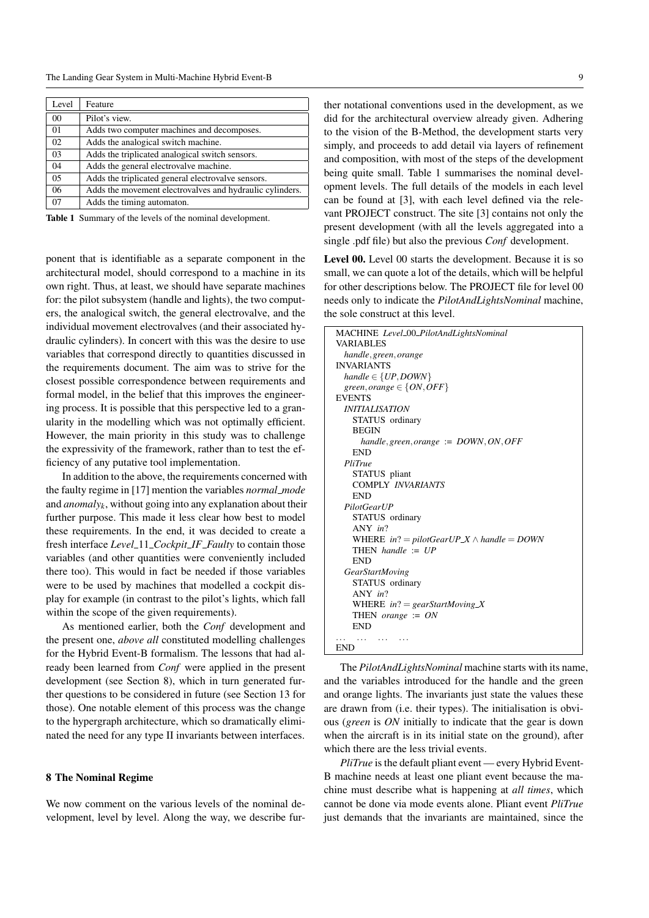| Level | Feature |
|---|---|
| 00 | Pilot's view. |
| 01 | Adds two computer machines and decomposes. |
| 02 | Adds the analogical switch machine. |
| 03 | Adds the triplicated analogical switch sensors. |
| 04 | Adds the general electrovalve machine. |
| 05 | Adds the triplicated general electrovalve sensors. |
| 06 | Adds the movement electrovalves and hydraulic cylinders. |
| 07 | Adds the timing automaton. |

**Table 1** Summary of the levels of the nominal development.

ponent that is identifiable as a separate component in the architectural model, should correspond to a machine in its own right. Thus, at least, we should have separate machines for: the pilot subsystem (handle and lights), the two computers, the analogical switch, the general electrovalve, and the individual movement electrovalves (and their associated hydraulic cylinders). In concert with this was the desire to use variables that correspond directly to quantities discussed in the requirements document. The aim was to strive for the closest possible correspondence between requirements and formal model, in the belief that this improves the engineering process. It is possible that this perspective led to a granularity in the modelling which was not optimally efficient. However, the main priority in this study was to challenge the expressivity of the framework, rather than to test the efficiency of any putative tool implementation.

In addition to the above, the requirements concerned with the faulty regime in [17] mention the variables *normal_mode* and $anomaly_k$, without going into any explanation about their further purpose. This made it less clear how best to model these requirements. In the end, it was decided to create a fresh interface *Level_11_Cockpit_IF_Faulty* to contain those variables (and other quantities were conveniently included there too). This would in fact be needed if those variables were to be used by machines that modelled a cockpit display for example (in contrast to the pilot's lights, which fall within the scope of the given requirements).

As mentioned earlier, both the *Conf* development and the present one, *above all* constituted modelling challenges for the Hybrid Event-B formalism. The lessons that had already been learned from *Conf* were applied in the present development (see Section 8), which in turn generated further questions to be considered in future (see Section 13 for those). One notable element of this process was the change to the hypergraph architecture, which so dramatically eliminated the need for any type II invariants between interfaces.

## 8 The Nominal Regime

We now comment on the various levels of the nominal development, level by level. Along the way, we describe further notational conventions used in the development, as we did for the architectural overview already given. Adhering to the vision of the B-Method, the development starts very simply, and proceeds to add detail via layers of refinement and composition, with most of the steps of the development being quite small. Table 1 summarises the nominal development levels. The full details of the models in each level can be found at [3], with each level defined via the relevant PROJECT construct. The site [3] contains not only the present development (with all the levels aggregated into a single .pdf file) but also the previous *Conf* development.

**Level 00.** Level 00 starts the development. Because it is so small, we can quote a lot of the details, which will be helpful for other descriptions below. The PROJECT file for level 00 needs only to indicate the *PilotAndLightsNominal* machine, the sole construct at this level.

```
MACHINE Level_00_PilotAndLightsNominal
VARIABLES
  handle, green, orange
INVARIANTS
  handle ∈ {UP, DOWN}
  green, orange ∈ {ON, OFF}
EVENTS
  INITIALISATION
    STATUS ordinary
    BEGIN
      handle, green, orange := DOWN, ON, OFF
    END
  PliTrue
    STATUS pliant
    COMPLY INVARIANTS
    END
  PilotGearUP
    STATUS ordinary
    ANY in?
    WHERE in? = pilotGearUP_X ∧ handle = DOWN
    THEN handle := UP
    END
  GearStartMoving
    STATUS ordinary
    ANY in?
    WHERE in? = gearStartMoving_X
    THEN orange := ON
    END
...   ...   ...   ...
END
```

The *PilotAndLightsNominal* machine starts with its name, and the variables introduced for the handle and the green and orange lights. The invariants just state the values these are drawn from (i.e. their types). The initialisation is obvious (*green* is *ON* initially to indicate that the gear is down when the aircraft is in its initial state on the ground), after which there are the less trivial events.

*PliTrue* is the default pliant event — every Hybrid Event-B machine needs at least one pliant event because the machine must describe what is happening at *all times*, which cannot be done via mode events alone. Pliant event *PliTrue* just demands that the invariants are maintained, since the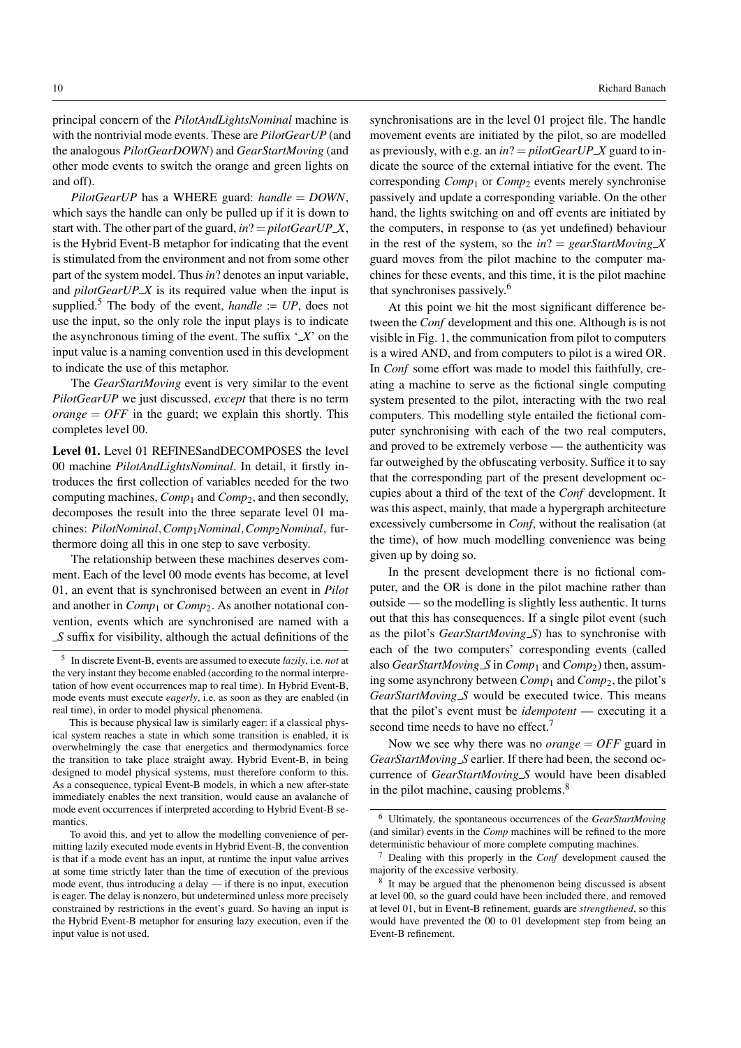principal concern of the *PilotAndLightsNominal* machine is with the nontrivial mode events. These are *PilotGearUP* (and the analogous *PilotGearDOWN*) and *GearStartMoving* (and other mode events to switch the orange and green lights on and off).

*PilotGearUP* has a WHERE guard: $handle = DOWN$, which says the handle can only be pulled up if it is down to start with. The other part of the guard, $in? = pilotGearUP\_X$, is the Hybrid Event-B metaphor for indicating that the event is stimulated from the environment and not from some other part of the system model. Thus $in?$ denotes an input variable, and $pilotGearUP\_X$ is its required value when the input is supplied.[5] The body of the event, $handle := UP$, does not use the input, so the only role the input plays is to indicate the asynchronous timing of the event. The suffix '$\_X$' on the input value is a naming convention used in this development to indicate the use of this metaphor.

The *GearStartMoving* event is very similar to the event *PilotGearUP* we just discussed, *except* that there is no term $orange = OFF$ in the guard; we explain this shortly. This completes level 00.

**Level 01.** Level 01 REFINESandDECOMPOSES the level 00 machine *PilotAndLightsNominal*. In detail, it firstly introduces the first collection of variables needed for the two computing machines, $Comp_1$ and $Comp_2$, and then secondly, decomposes the result into the three separate level 01 machines: $PilotNominal, Comp_1Nominal, Comp_2Nominal$, furthermore doing all this in one step to save verbosity.

The relationship between these machines deserves comment. Each of the level 00 mode events has become, at level 01, an event that is synchronised between an event in *Pilot* and another in $Comp_1$ or $Comp_2$. As another notational convention, events which are synchronised are named with a $\_S$ suffix for visibility, although the actual definitions of the synchronisations are in the level 01 project file. The handle movement events are initiated by the pilot, so are modelled as previously, with e.g. an $in? = pilotGearUP\_X$ guard to indicate the source of the external intiative for the event. The corresponding $Comp_1$ or $Comp_2$ events merely synchronise passively and update a corresponding variable. On the other hand, the lights switching on and off events are initiated by the computers, in response to (as yet undefined) behaviour in the rest of the system, so the $in? = gearStartMoving\_X$ guard moves from the pilot machine to the computer machines for these events, and this time, it is the pilot machine that synchronises passively.[6]

At this point we hit the most significant difference between the *Conf* development and this one. Although is is not visible in Fig. 1, the communication from pilot to computers is a wired AND, and from computers to pilot is a wired OR. In *Conf* some effort was made to model this faithfully, creating a machine to serve as the fictional single computing system presented to the pilot, interacting with the two real computers. This modelling style entailed the fictional computer synchronising with each of the two real computers, and proved to be extremely verbose — the authenticity was far outweighed by the obfuscating verbosity. Suffice it to say that the corresponding part of the present development occupies about a third of the text of the *Conf* development. It was this aspect, mainly, that made a hypergraph architecture excessively cumbersome in *Conf*, without the realisation (at the time), of how much modelling convenience was being given up by doing so.

In the present development there is no fictional computer, and the OR is done in the pilot machine rather than outside — so the modelling is slightly less authentic. It turns out that this has consequences. If a single pilot event (such as the pilot's *GearStartMoving_S*) has to synchronise with each of the two computers' corresponding events (called also *GearStartMoving_S* in $Comp_1$ and $Comp_2$) then, assuming some asynchrony between $Comp_1$ and $Comp_2$, the pilot's *GearStartMoving_S* would be executed twice. This means that the pilot's event must be *idempotent* — executing it a second time needs to have no effect.[7]

Now we see why there was no $orange = OFF$ guard in *GearStartMoving_S* earlier. If there had been, the second occurrence of *GearStartMoving_S* would have been disabled in the pilot machine, causing problems.[8]

---

[5] In discrete Event-B, events are assumed to execute *lazily*, i.e. *not* at the very instant they become enabled (according to the normal interpretation of how event occurrences map to real time). In Hybrid Event-B, mode events must execute *eagerly*, i.e. as soon as they are enabled (in real time), in order to model physical phenomena.

This is because physical law is similarly eager: if a classical physical system reaches a state in which some transition is enabled, it is overwhelmingly the case that energetics and thermodynamics force the transition to take place straight away. Hybrid Event-B, in being designed to model physical systems, must therefore conform to this. As a consequence, typical Event-B models, in which a new after-state immediately enables the next transition, would cause an avalanche of mode event occurrences if interpreted according to Hybrid Event-B semantics.

To avoid this, and yet to allow the modelling convenience of permitting lazily executed mode events in Hybrid Event-B, the convention is that if a mode event has an input, at runtime the input value arrives at some time strictly later than the time of execution of the previous mode event, thus introducing a delay — if there is no input, execution is eager. The delay is nonzero, but undetermined unless more precisely constrained by restrictions in the event's guard. So having an input is the Hybrid Event-B metaphor for ensuring lazy execution, even if the input value is not used.

[6] Ultimately, the spontaneous occurrences of the *GearStartMoving* (and similar) events in the *Comp* machines will be refined to the more deterministic behaviour of more complete computing machines.

[7] Dealing with this properly in the *Conf* development caused the majority of the excessive verbosity.

[8] It may be argued that the phenomenon being discussed is absent at level 00, so the guard could have been included there, and removed at level 01, but in Event-B refinement, guards are *strengthened*, so this would have prevented the 00 to 01 development step from being an Event-B refinement.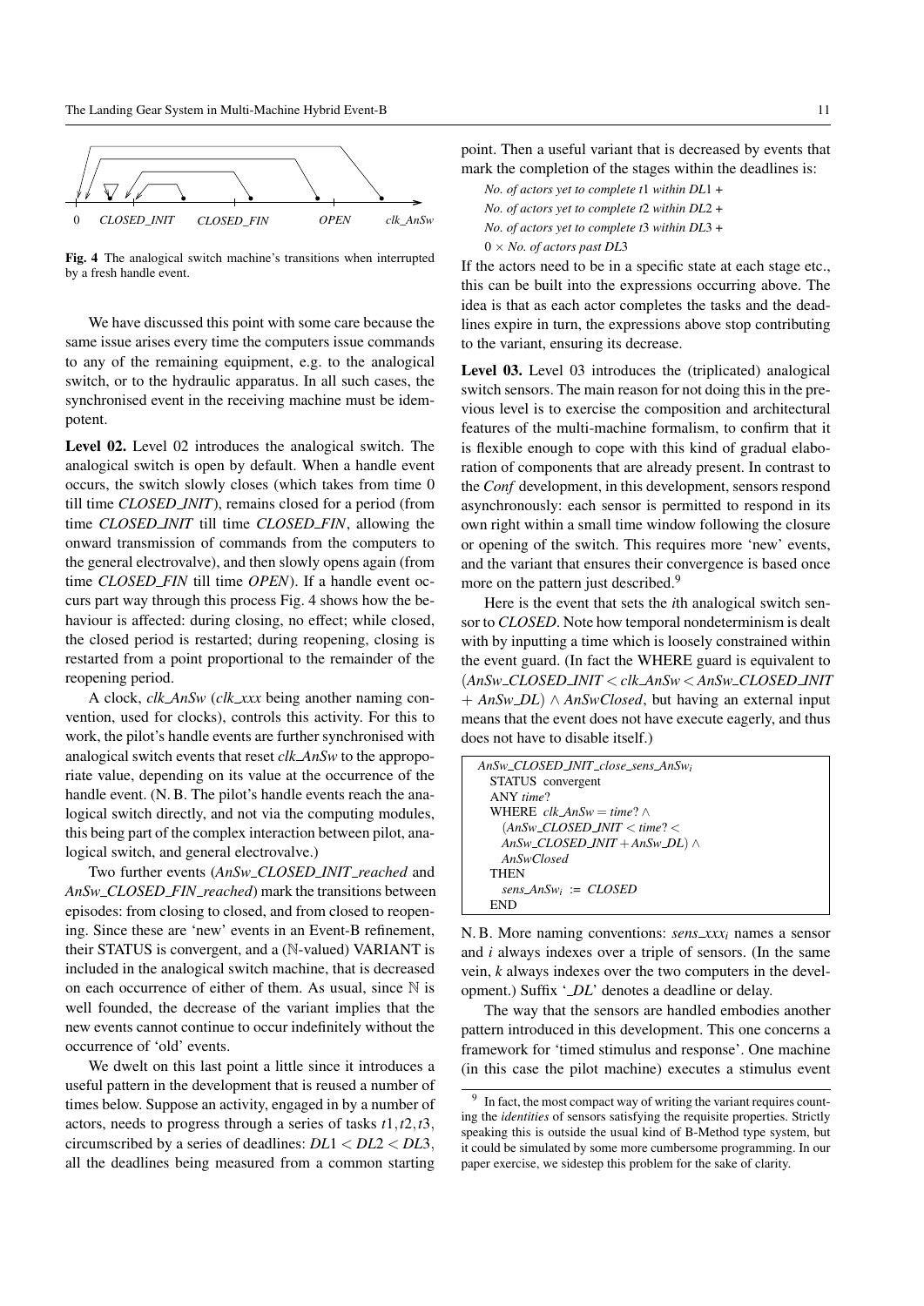Fig. 4 The analogical switch machine's transitions when interrupted by a fresh handle event.

We have discussed this point with some care because the same issue arises every time the computers issue commands to any of the remaining equipment, e.g. to the analogical switch, or to the hydraulic apparatus. In all such cases, the synchronised event in the receiving machine must be idempotent.

**Level 02.** Level 02 introduces the analogical switch. The analogical switch is open by default. When a handle event occurs, the switch slowly closes (which takes from time 0 till time *CLOSED_INIT*), remains closed for a period (from time *CLOSED_INIT* till time *CLOSED_FIN*, allowing the onward transmission of commands from the computers to the general electrovalve), and then slowly opens again (from time *CLOSED_FIN* till time *OPEN*). If a handle event occurs part way through this process Fig. 4 shows how the behaviour is affected: during closing, no effect; while closed, the closed period is restarted; during reopening, closing is restarted from a point proportional to the remainder of the reopening period.

A clock, *clk_AnSw* (*clk_xxx* being another naming convention, used for clocks), controls this activity. For this to work, the pilot's handle events are further synchronised with analogical switch events that reset *clk_AnSw* to the appropriate value, depending on its value at the occurrence of the handle event. (N. B. The pilot's handle events reach the analogical switch directly, and not via the computing modules, this being part of the complex interaction between pilot, analogical switch, and general electrovalve.)

Two further events (*AnSw_CLOSED_INIT_reached* and *AnSw_CLOSED_FIN_reached*) mark the transitions between episodes: from closing to closed, and from closed to reopening. Since these are 'new' events in an Event-B refinement, their STATUS is convergent, and a ($\mathbb{N}$-valued) VARIANT is included in the analogical switch machine, that is decreased on each occurrence of either of them. As usual, since $\mathbb{N}$ is well founded, the decrease of the variant implies that the new events cannot continue to occur indefinitely without the occurrence of 'old' events.

We dwelt on this last point a little since it introduces a useful pattern in the development that is reused a number of times below. Suppose an activity, engaged in by a number of actors, needs to progress through a series of tasks $t1, t2, t3$, circumscribed by a series of deadlines: $DL1 < DL2 < DL3$, all the deadlines being measured from a common starting point. Then a useful variant that is decreased by events that mark the completion of the stages within the deadlines is:

*No. of actors yet to complete t*1 *within DL*1 +
*No. of actors yet to complete t*2 *within DL*2 +
*No. of actors yet to complete t*3 *within DL*3 +
$0 \times$ *No. of actors past DL*3

If the actors need to be in a specific state at each stage etc., this can be built into the expressions occurring above. The idea is that as each actor completes the tasks and the deadlines expire in turn, the expressions above stop contributing to the variant, ensuring its decrease.

**Level 03.** Level 03 introduces the (triplicated) analogical switch sensors. The main reason for not doing this in the previous level is to exercise the composition and architectural features of the multi-machine formalism, to confirm that it is flexible enough to cope with this kind of gradual elaboration of components that are already present. In contrast to the *Conf* development, in this development, sensors respond asynchronously: each sensor is permitted to respond in its own right within a small time window following the closure or opening of the switch. This requires more 'new' events, and the variant that ensures their convergence is based once more on the pattern just described.[9]

Here is the event that sets the $i$th analogical switch sensor to *CLOSED*. Note how temporal nondeterminism is dealt with by inputting a time which is loosely constrained within the event guard. (In fact the WHERE guard is equivalent to $(AnSw\_CLOSED\_INIT < clk\_AnSw < AnSw\_CLOSED\_INIT + AnSw\_DL) \wedge AnSwClosed$, but having an external input means that the event does not have execute eagerly, and thus does not have to disable itself.)

```
AnSw_CLOSED_INIT_close_sens_AnSw_i
  STATUS convergent
  ANY time?
  WHERE clk_AnSw = time? ∧
    (AnSw_CLOSED_INIT < time? <
    AnSw_CLOSED_INIT + AnSw_DL) ∧
    AnSwClosed
  THEN
    sens_AnSw_i := CLOSED
  END
```

N. B. More naming conventions: $sens\_xxx_i$ names a sensor and $i$ always indexes over a triple of sensors. (In the same vein, $k$ always indexes over the two computers in the development.) Suffix '*_DL*' denotes a deadline or delay.

The way that the sensors are handled embodies another pattern introduced in this development. This one concerns a framework for 'timed stimulus and response'. One machine (in this case the pilot machine) executes a stimulus event

[9] In fact, the most compact way of writing the variant requires counting the *identities* of sensors satisfying the requisite properties. Strictly speaking this is outside the usual kind of B-Method type system, but it could be simulated by some more cumbersome programming. In our paper exercise, we sidestep this problem for the sake of clarity.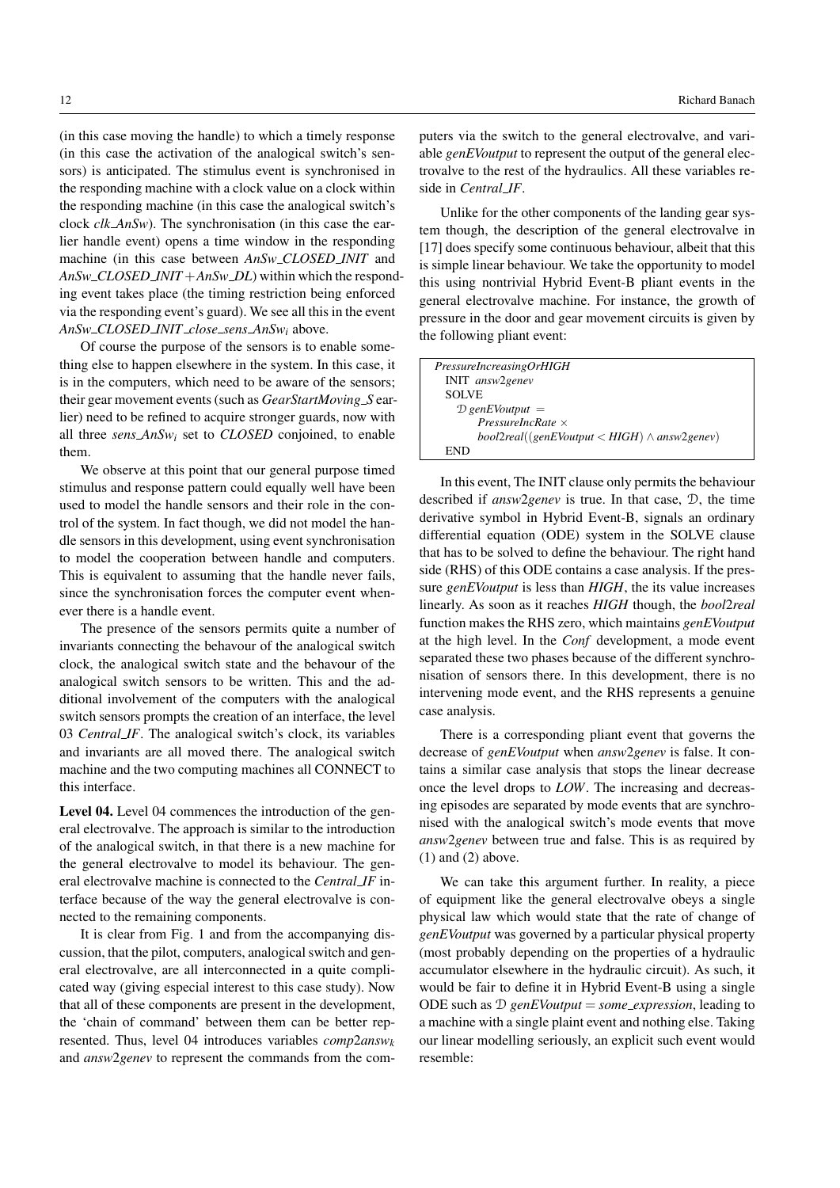(in this case moving the handle) to which a timely response (in this case the activation of the analogical switch's sensors) is anticipated. The stimulus event is synchronised in the responding machine with a clock value on a clock within the responding machine (in this case the analogical switch's clock *clk_AnSw*). The synchronisation (in this case the earlier handle event) opens a time window in the responding machine (in this case between *AnSw_CLOSED_INIT* and *AnSw_CLOSED_INIT* + *AnSw_DL*) within which the responding event takes place (the timing restriction being enforced via the responding event's guard). We see all this in the event *AnSw_CLOSED_INIT_close_sens_AnSw*$_i$ above.

Of course the purpose of the sensors is to enable something else to happen elsewhere in the system. In this case, it is in the computers, which need to be aware of the sensors; their gear movement events (such as *GearStartMoving_S* earlier) need to be refined to acquire stronger guards, now with all three *sens_AnSw*$_i$ set to *CLOSED* conjoined, to enable them.

We observe at this point that our general purpose timed stimulus and response pattern could equally well have been used to model the handle sensors and their role in the control of the system. In fact though, we did not model the handle sensors in this development, using event synchronisation to model the cooperation between handle and computers. This is equivalent to assuming that the handle never fails, since the synchronisation forces the computer event whenever there is a handle event.

The presence of the sensors permits quite a number of invariants connecting the behavour of the analogical switch clock, the analogical switch state and the behavour of the analogical switch sensors to be written. This and the additional involvement of the computers with the analogical switch sensors prompts the creation of an interface, the level 03 *Central_IF*. The analogical switch's clock, its variables and invariants are all moved there. The analogical switch machine and the two computing machines all CONNECT to this interface.

**Level 04.** Level 04 commences the introduction of the general electrovalve. The approach is similar to the introduction of the analogical switch, in that there is a new machine for the general electrovalve to model its behaviour. The general electrovalve machine is connected to the *Central_IF* interface because of the way the general electrovalve is connected to the remaining components.

It is clear from Fig. 1 and from the accompanying discussion, that the pilot, computers, analogical switch and general electrovalve, are all interconnected in a quite complicated way (giving especial interest to this case study). Now that all of these components are present in the development, the 'chain of command' between them can be better represented. Thus, level 04 introduces variables *comp2answ*$_k$ and *answ2genev* to represent the commands from the computers via the switch to the general electrovalve, and variable *genEVoutput* to represent the output of the general electrovalve to the rest of the hydraulics. All these variables reside in *Central_IF*.

Unlike for the other components of the landing gear system though, the description of the general electrovalve in [17] does specify some continuous behaviour, albeit that this is simple linear behaviour. We take the opportunity to model this using nontrivial Hybrid Event-B pliant events in the general electrovalve machine. For instance, the growth of pressure in the door and gear movement circuits is given by the following pliant event:

```
PressureIncreasingOrHIGH
  INIT answ2genev
  SOLVE
    D genEVoutput =
        PressureIncRate ×
        bool2real((genEVoutput < HIGH) ∧ answ2genev)
  END
```

In this event, The INIT clause only permits the behaviour described if *answ2genev* is true. In that case, $\mathcal{D}$, the time derivative symbol in Hybrid Event-B, signals an ordinary differential equation (ODE) system in the SOLVE clause that has to be solved to define the behaviour. The right hand side (RHS) of this ODE contains a case analysis. If the pressure *genEVoutput* is less than *HIGH*, the its value increases linearly. As soon as it reaches *HIGH* though, the *bool2real* function makes the RHS zero, which maintains *genEVoutput* at the high level. In the *Conf* development, a mode event separated these two phases because of the different synchronisation of sensors there. In this development, there is no intervening mode event, and the RHS represents a genuine case analysis.

There is a corresponding pliant event that governs the decrease of *genEVoutput* when *answ2genev* is false. It contains a similar case analysis that stops the linear decrease once the level drops to *LOW*. The increasing and decreasing episodes are separated by mode events that are synchronised with the analogical switch's mode events that move *answ2genev* between true and false. This is as required by (1) and (2) above.

We can take this argument further. In reality, a piece of equipment like the general electrovalve obeys a single physical law which would state that the rate of change of *genEVoutput* was governed by a particular physical property (most probably depending on the properties of a hydraulic accumulator elsewhere in the hydraulic circuit). As such, it would be fair to define it in Hybrid Event-B using a single ODE such as $\mathcal{D}$ *genEVoutput* = *some_expression*, leading to a machine with a single plaint event and nothing else. Taking our linear modelling seriously, an explicit such event would resemble: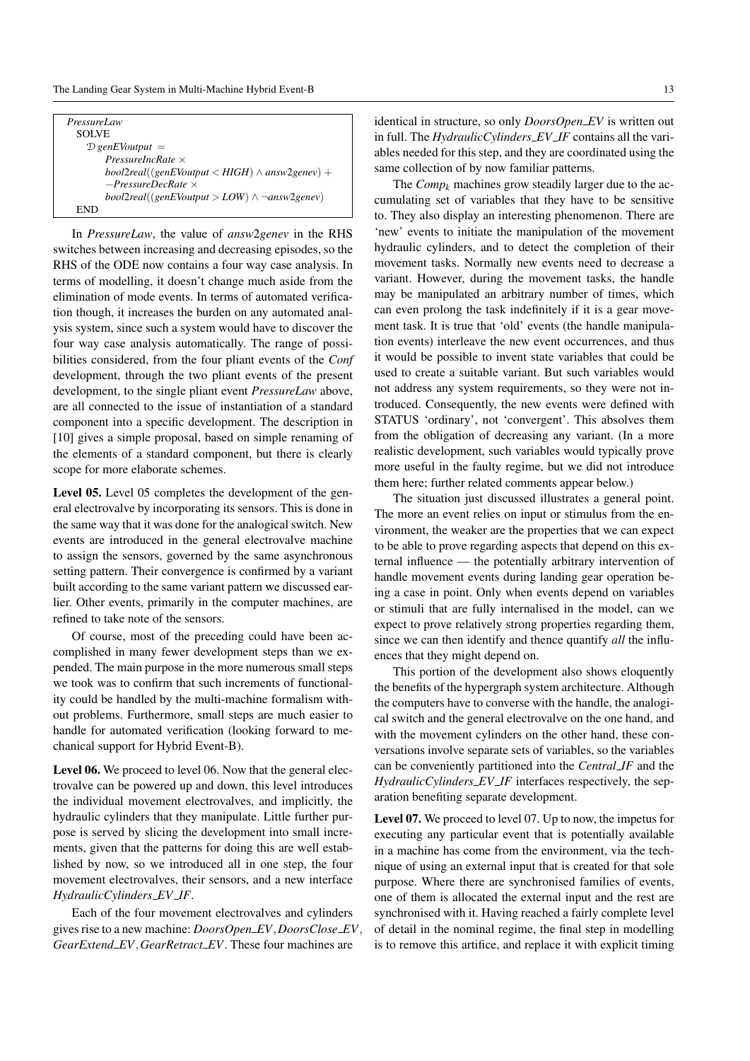```
PressureLaw
  SOLVE
    D genEVoutput =
        PressureIncRate ×
        bool2real((genEVoutput < HIGH) ∧ answ2genev) +
        −PressureDecRate ×
        bool2real((genEVoutput > LOW) ∧ ¬answ2genev)
  END
```

In *PressureLaw*, the value of *answ2genev* in the RHS switches between increasing and decreasing episodes, so the RHS of the ODE now contains a four way case analysis. In terms of modelling, it doesn't change much aside from the elimination of mode events. In terms of automated verification though, it increases the burden on any automated analysis system, since such a system would have to discover the four way case analysis automatically. The range of possibilities considered, from the four pliant events of the *Conf* development, through the two pliant events of the present development, to the single pliant event *PressureLaw* above, are all connected to the issue of instantiation of a standard component into a specific development. The description in [10] gives a simple proposal, based on simple renaming of the elements of a standard component, but there is clearly scope for more elaborate schemes.

**Level 05.** Level 05 completes the development of the general electrovalve by incorporating its sensors. This is done in the same way that it was done for the analogical switch. New events are introduced in the general electrovalve machine to assign the sensors, governed by the same asynchronous setting pattern. Their convergence is confirmed by a variant built according to the same variant pattern we discussed earlier. Other events, primarily in the computer machines, are refined to take note of the sensors.

Of course, most of the preceding could have been accomplished in many fewer development steps than we expended. The main purpose in the more numerous small steps we took was to confirm that such increments of functionality could be handled by the multi-machine formalism without problems. Furthermore, small steps are much easier to handle for automated verification (looking forward to mechanical support for Hybrid Event-B).

**Level 06.** We proceed to level 06. Now that the general electrovalve can be powered up and down, this level introduces the individual movement electrovalves, and implicitly, the hydraulic cylinders that they manipulate. Little further purpose is served by slicing the development into small increments, given that the patterns for doing this are well established by now, so we introduced all in one step, the four movement electrovalves, their sensors, and a new interface *HydraulicCylinders_EV_IF*.

Each of the four movement electrovalves and cylinders gives rise to a new machine: *DoorsOpen_EV*, *DoorsClose_EV*, *GearExtend_EV*, *GearRetract_EV*. These four machines are identical in structure, so only *DoorsOpen_EV* is written out in full. The *HydraulicCylinders_EV_IF* contains all the variables needed for this step, and they are coordinated using the same collection of by now familiar patterns.

The $Comp_k$ machines grow steadily larger due to the accumulating set of variables that they have to be sensitive to. They also display an interesting phenomenon. There are 'new' events to initiate the manipulation of the movement hydraulic cylinders, and to detect the completion of their movement tasks. Normally new events need to decrease a variant. However, during the movement tasks, the handle may be manipulated an arbitrary number of times, which can even prolong the task indefinitely if it is a gear movement task. It is true that 'old' events (the handle manipulation events) interleave the new event occurrences, and thus it would be possible to invent state variables that could be used to create a suitable variant. But such variables would not address any system requirements, so they were not introduced. Consequently, the new events were defined with STATUS 'ordinary', not 'convergent'. This absolves them from the obligation of decreasing any variant. (In a more realistic development, such variables would typically prove more useful in the faulty regime, but we did not introduce them here; further related comments appear below.)

The situation just discussed illustrates a general point. The more an event relies on input or stimulus from the environment, the weaker are the properties that we can expect to be able to prove regarding aspects that depend on this external influence — the potentially arbitrary intervention of handle movement events during landing gear operation being a case in point. Only when events depend on variables or stimuli that are fully internalised in the model, can we expect to prove relatively strong properties regarding them, since we can then identify and thence quantify *all* the influences that they might depend on.

This portion of the development also shows eloquently the benefits of the hypergraph system architecture. Although the computers have to converse with the handle, the analogical switch and the general electrovalve on the one hand, and with the movement cylinders on the other hand, these conversations involve separate sets of variables, so the variables can be conveniently partitioned into the *Central_IF* and the *HydraulicCylinders_EV_IF* interfaces respectively, the separation benefiting separate development.

**Level 07.** We proceed to level 07. Up to now, the impetus for executing any particular event that is potentially available in a machine has come from the environment, via the technique of using an external input that is created for that sole purpose. Where there are synchronised families of events, one of them is allocated the external input and the rest are synchronised with it. Having reached a fairly complete level of detail in the nominal regime, the final step in modelling is to remove this artifice, and replace it with explicit timing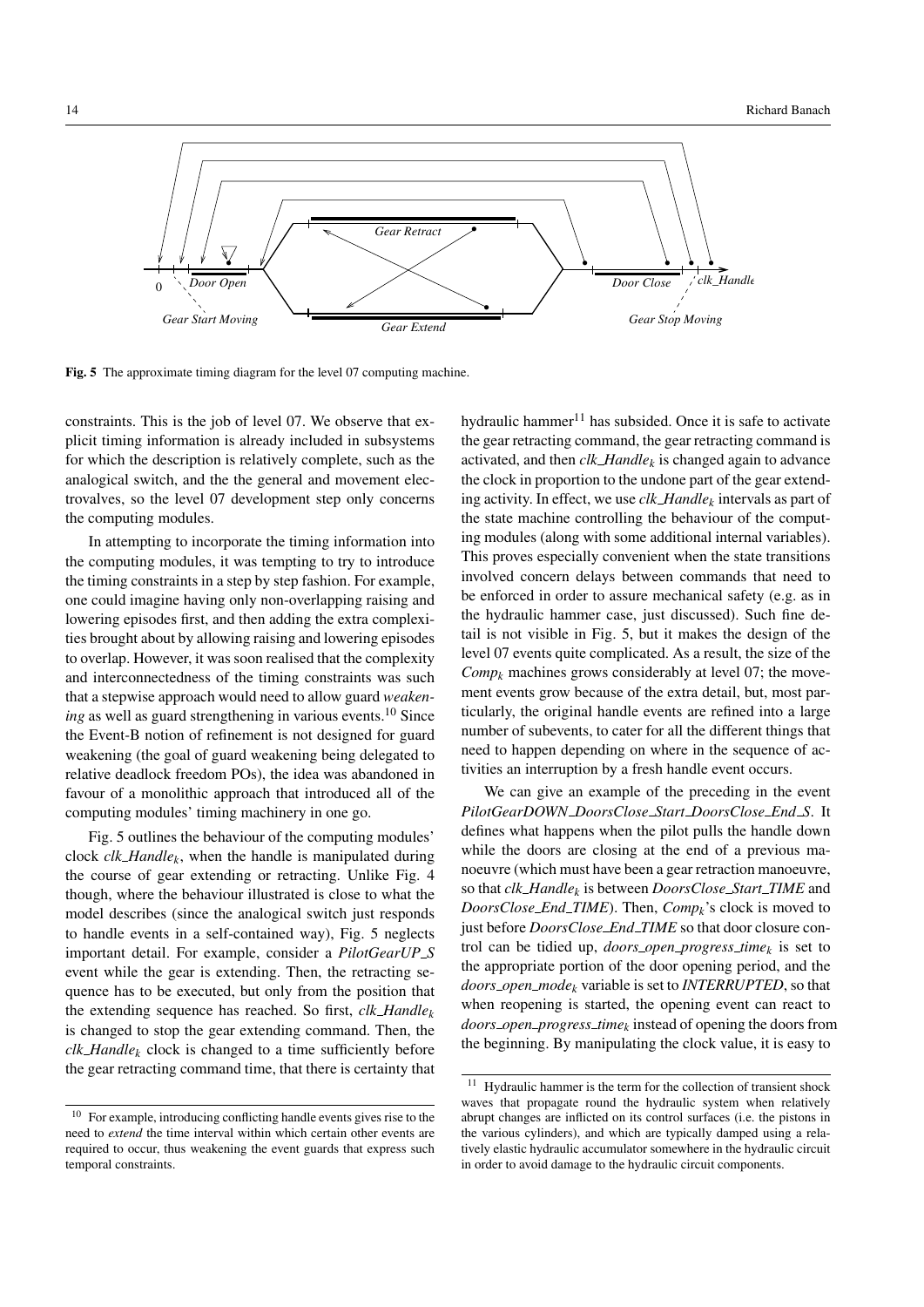**Fig. 5** The approximate timing diagram for the level 07 computing machine.

constraints. This is the job of level 07. We observe that explicit timing information is already included in subsystems for which the description is relatively complete, such as the analogical switch, and the the general and movement electrovalves, so the level 07 development step only concerns the computing modules.

In attempting to incorporate the timing information into the computing modules, it was tempting to try to introduce the timing constraints in a step by step fashion. For example, one could imagine having only non-overlapping raising and lowering episodes first, and then adding the extra complexities brought about by allowing raising and lowering episodes to overlap. However, it was soon realised that the complexity and interconnectedness of the timing constraints was such that a stepwise approach would need to allow guard *weakening* as well as guard strengthening in various events.[10] Since the Event-B notion of refinement is not designed for guard weakening (the goal of guard weakening being delegated to relative deadlock freedom POs), the idea was abandoned in favour of a monolithic approach that introduced all of the computing modules' timing machinery in one go.

Fig. 5 outlines the behaviour of the computing modules' clock $clk\_Handle_k$, when the handle is manipulated during the course of gear extending or retracting. Unlike Fig. 4 though, where the behaviour illustrated is close to what the model describes (since the analogical switch just responds to handle events in a self-contained way), Fig. 5 neglects important detail. For example, consider a *PilotGearUP_S* event while the gear is extending. Then, the retracting sequence has to be executed, but only from the position that the extending sequence has reached. So first, $clk\_Handle_k$ is changed to stop the gear extending command. Then, the $clk\_Handle_k$ clock is changed to a time sufficiently before the gear retracting command time, that there is certainty that hydraulic hammer[11] has subsided. Once it is safe to activate the gear retracting command, the gear retracting command is activated, and then $clk\_Handle_k$ is changed again to advance the clock in proportion to the undone part of the gear extending activity. In effect, we use $clk\_Handle_k$ intervals as part of the state machine controlling the behaviour of the computing modules (along with some additional internal variables). This proves especially convenient when the state transitions involved concern delays between commands that need to be enforced in order to assure mechanical safety (e.g. as in the hydraulic hammer case, just discussed). Such fine detail is not visible in Fig. 5, but it makes the design of the level 07 events quite complicated. As a result, the size of the $Comp_k$ machines grows considerably at level 07; the movement events grow because of the extra detail, but, most particularly, the original handle events are refined into a large number of subevents, to cater for all the different things that need to happen depending on where in the sequence of activities an interruption by a fresh handle event occurs.

We can give an example of the preceding in the event *PilotGearDOWN_DoorsClose_Start_DoorsClose_End_S*. It defines what happens when the pilot pulls the handle down while the doors are closing at the end of a previous manoeuvre (which must have been a gear retraction manoeuvre, so that $clk\_Handle_k$ is between *DoorsClose_Start_TIME* and *DoorsClose_End_TIME*). Then, $Comp_k$'s clock is moved to just before *DoorsClose_End_TIME* so that door closure control can be tidied up, $doors\_open\_progress\_time_k$ is set to the appropriate portion of the door opening period, and the $doors\_open\_mode_k$ variable is set to *INTERRUPTED*, so that when reopening is started, the opening event can react to $doors\_open\_progress\_time_k$ instead of opening the doors from the beginning. By manipulating the clock value, it is easy to

[10] For example, introducing conflicting handle events gives rise to the need to *extend* the time interval within which certain other events are required to occur, thus weakening the event guards that express such temporal constraints.

[11] Hydraulic hammer is the term for the collection of transient shock waves that propagate round the hydraulic system when relatively abrupt changes are inflicted on its control surfaces (i.e. the pistons in the various cylinders), and which are typically damped using a relatively elastic hydraulic accumulator somewhere in the hydraulic circuit in order to avoid damage to the hydraulic circuit components.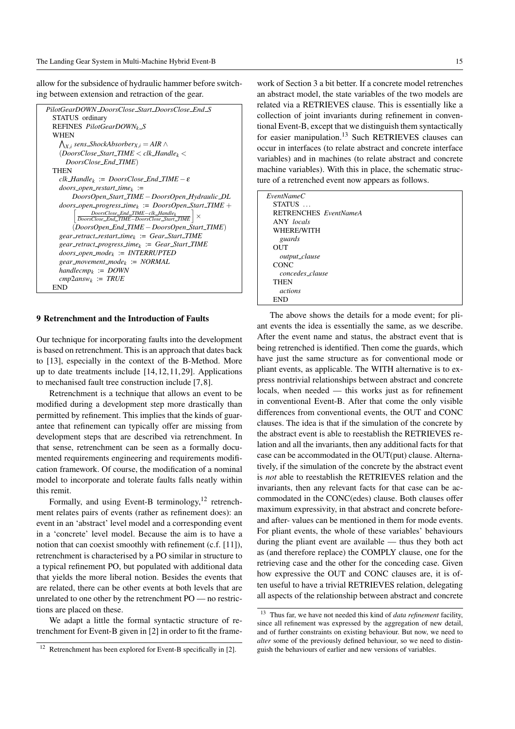allow for the subsidence of hydraulic hammer before switching between extension and retraction of the gear.

```
PilotGearDOWN_DoorsClose_Start_DoorsClose_End_S
  STATUS ordinary
  REFINES PilotGearDOWN_k_S
  WHEN
    ⋀_{X,i} sens_ShockAbsorber_{X,i} = AIR ∧
    (DoorsClose_Start_TIME < clk_Handle_k <
      DoorsClose_End_TIME)
  THEN
    clk_Handle_k := DoorsClose_End_TIME − ε
    doors_open_restart_time_k :=
        DoorsOpen_Start_TIME − DoorsOpen_Hydraulic_DL
    doors_open_progress_time_k := DoorsOpen_Start_TIME +
        ⌈ (DoorsClose_End_TIME − clk_Handle_k) / (DoorsClose_End_TIME − DoorsClose_Start_TIME) ⌉ ×
        (DoorsOpen_End_TIME − DoorsOpen_Start_TIME)
    gear_retract_restart_time_k := Gear_Start_TIME
    gear_retract_progress_time_k := Gear_Start_TIME
    doors_open_mode_k := INTERRUPTED
    gear_movement_mode_k := NORMAL
    handlecmp_k := DOWN
    cmp2answ_k := TRUE
  END
```

## 9 Retrenchment and the Introduction of Faults

Our technique for incorporating faults into the development is based on retrenchment. This is an approach that dates back to [13], especially in the context of the B-Method. More up to date treatments include [14, 12, 11, 29]. Applications to mechanised fault tree construction include [7, 8].

Retrenchment is a technique that allows an event to be modified during a development step more drastically than permitted by refinement. This implies that the kinds of guarantee that refinement can typically offer are missing from development steps that are described via retrenchment. In that sense, retrenchment can be seen as a formally documented requirements engineering and requirements modification framework. Of course, the modification of a nominal model to incorporate and tolerate faults falls neatly within this remit.

Formally, and using Event-B terminology,[12] retrenchment relates pairs of events (rather as refinement does): an event in an 'abstract' level model and a corresponding event in a 'concrete' level model. Because the aim is to have a notion that can coexist smoothly with refinement (c.f. [11]), retrenchment is characterised by a PO similar in structure to a typical refinement PO, but populated with additional data that yields the more liberal notion. Besides the events that are related, there can be other events at both levels that are unrelated to one other by the retrenchment PO — no restrictions are placed on these.

We adapt a little the formal syntactic structure of retrenchment for Event-B given in [2] in order to fit the framework of Section 3 a bit better. If a concrete model retrenches an abstract model, the state variables of the two models are related via a RETRIEVES clause. This is essentially like a collection of joint invariants during refinement in conventional Event-B, except that we distinguish them syntactically for easier manipulation.[13] Such RETRIEVES clauses can occur in interfaces (to relate abstract and concrete interface variables) and in machines (to relate abstract and concrete machine variables). With this in place, the schematic structure of a retrenched event now appears as follows.

```
EventNameC
  STATUS ...
  RETRENCHES EventNameA
  ANY locals
  WHERE/WITH
    guards
  OUT
    output_clause
  CONC
    concedes_clause
  THEN
    actions
  END
```

The above shows the details for a mode event; for pliant events the idea is essentially the same, as we describe. After the event name and status, the abstract event that is being retrenched is identified. Then come the guards, which have just the same structure as for conventional mode or pliant events, as applicable. The WITH alternative is to express nontrivial relationships between abstract and concrete locals, when needed — this works just as for refinement in conventional Event-B. After that come the only visible differences from conventional events, the OUT and CONC clauses. The idea is that if the simulation of the concrete by the abstract event is able to reestablish the RETRIEVES relation and all the invariants, then any additional facts for that case can be accommodated in the OUT(put) clause. Alternatively, if the simulation of the concrete by the abstract event is *not* able to reestablish the RETRIEVES relation and the invariants, then any relevant facts for that case can be accommodated in the CONC(edes) clause. Both clauses offer maximum expressivity, in that abstract and concrete before- and after- values can be mentioned in them for mode events. For pliant events, the whole of these variables' behaviours during the pliant event are available — thus they both act as (and therefore replace) the COMPLY clause, one for the retrieving case and the other for the conceding case. Given how expressive the OUT and CONC clauses are, it is often useful to have a trivial RETRIEVES relation, delegating all aspects of the relationship between abstract and concrete

[12] Retrenchment has been explored for Event-B specifically in [2].

[13] Thus far, we have not needed this kind of *data refinement* facility, since all refinement was expressed by the aggregation of new detail, and of further constraints on existing behaviour. But now, we need to *alter* some of the previously defined behaviour, so we need to distinguish the behaviours of earlier and new versions of variables.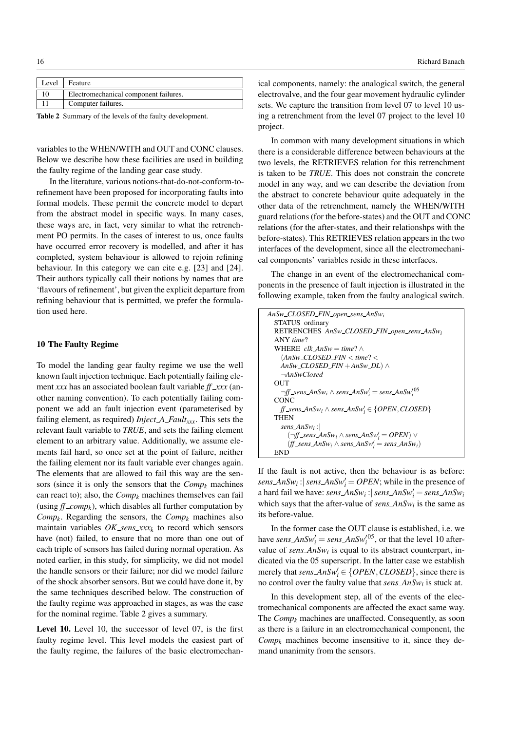| Level | Feature |
| --- | --- |
| 10 | Electromechanical component failures. |
| 11 | Computer failures. |

**Table 2** Summary of the levels of the faulty development.

variables to the WHEN/WITH and OUT and CONC clauses. Below we describe how these facilities are used in building the faulty regime of the landing gear case study.

In the literature, various notions-that-do-not-conform-to-refinement have been proposed for incorporating faults into formal models. These permit the concrete model to depart from the abstract model in specific ways. In many cases, these ways are, in fact, very similar to what the retrenchment PO permits. In the cases of interest to us, once faults have occurred error recovery is modelled, and after it has completed, system behaviour is allowed to rejoin refining behaviour. In this category we can cite e.g. [23] and [24]. Their authors typically call their notions by names that are 'flavours of refinement', but given the explicit departure from refining behaviour that is permitted, we prefer the formulation used here.

## 10 The Faulty Regime

To model the landing gear faulty regime we use the well known fault injection technique. Each potentially failing element *xxx* has an associated boolean fault variable *ff_xxx* (another naming convention). To each potentially failing component we add an fault injection event (parameterised by failing element, as required) $Inject\_A\_Fault_{xxx}$. This sets the relevant fault variable to *TRUE*, and sets the failing element element to an arbitrary value. Additionally, we assume elements fail hard, so once set at the point of failure, neither the failing element nor its fault variable ever changes again. The elements that are allowed to fail this way are the sensors (since it is only the sensors that the $Comp_k$ machines can react to); also, the $Comp_k$ machines themselves can fail (using $ff\_comp_k$), which disables all further computation by $Comp_k$. Regarding the sensors, the $Comp_k$ machines also maintain variables $OK\_sens\_xxx_k$ to record which sensors have (not) failed, to ensure that no more than one out of each triple of sensors has failed during normal operation. As noted earlier, in this study, for simplicity, we did not model the handle sensors or their failure; nor did we model failure of the shock absorber sensors. But we could have done it, by the same techniques described below. The construction of the faulty regime was approached in stages, as was the case for the nominal regime. Table 2 gives a summary.

**Level 10.** Level 10, the successor of level 07, is the first faulty regime level. This level models the easiest part of the faulty regime, the failures of the basic electromechanical components, namely: the analogical switch, the general electrovalve, and the four gear movement hydraulic cylinder sets. We capture the transition from level 07 to level 10 using a retrenchment from the level 07 project to the level 10 project.

In common with many development situations in which there is a considerable difference between behaviours at the two levels, the RETRIEVES relation for this retrenchment is taken to be *TRUE*. This does not constrain the concrete model in any way, and we can describe the deviation from the abstract to concrete behaviour quite adequately in the other data of the retrenchment, namely the WHEN/WITH guard relations (for the before-states) and the OUT and CONC relations (for the after-states, and their relationshps with the before-states). This RETRIEVES relation appears in the two interfaces of the development, since all the electromechanical components' variables reside in these interfaces.

The change in an event of the electromechanical components in the presence of fault injection is illustrated in the following example, taken from the faulty analogical switch.

```
AnSw_CLOSED_FIN_open_sens_AnSw_i
  STATUS ordinary
  RETRENCHES AnSw_CLOSED_FIN_open_sens_AnSw_i
  ANY time?
  WHERE clk_AnSw = time? ∧
    (AnSw_CLOSED_FIN < time? <
    AnSw_CLOSED_FIN + AnSw_DL) ∧
    ¬AnSwClosed
  OUT
    ¬ff_sens_AnSw_i ∧ sens_AnSw_i' = sens_AnSw_i'^05
  CONC
    ff_sens_AnSw_i ∧ sens_AnSw_i' ∈ {OPEN, CLOSED}
  THEN
    sens_AnSw_i :|
      (¬ff_sens_AnSw_i ∧ sens_AnSw_i' = OPEN) ∨
      (ff_sens_AnSw_i ∧ sens_AnSw_i' = sens_AnSw_i)
  END
```

If the fault is not active, then the behaviour is as before: $sens\_AnSw_i :|\, sens\_AnSw_i' = OPEN$; while in the presence of a hard fail we have: $sens\_AnSw_i :|\, sens\_AnSw_i' = sens\_AnSw_i$ which says that the after-value of $sens\_AnSw_i$ is the same as its before-value.

In the former case the OUT clause is established, i.e. we have $sens\_AnSw_i' = sens\_AnSw_i'^{05}$, or that the level 10 after-value of $sens\_AnSw_i$ is equal to its abstract counterpart, indicated via the 05 superscript. In the latter case we establish merely that $sens\_AnSw_i' \in \{OPEN, CLOSED\}$, since there is no control over the faulty value that $sens\_AnSw_i$ is stuck at.

In this development step, all of the events of the electromechanical components are affected the exact same way. The $Comp_k$ machines are unaffected. Consequently, as soon as there is a failure in an electromechanical component, the $Comp_k$ machines become insensitive to it, since they demand unanimity from the sensors.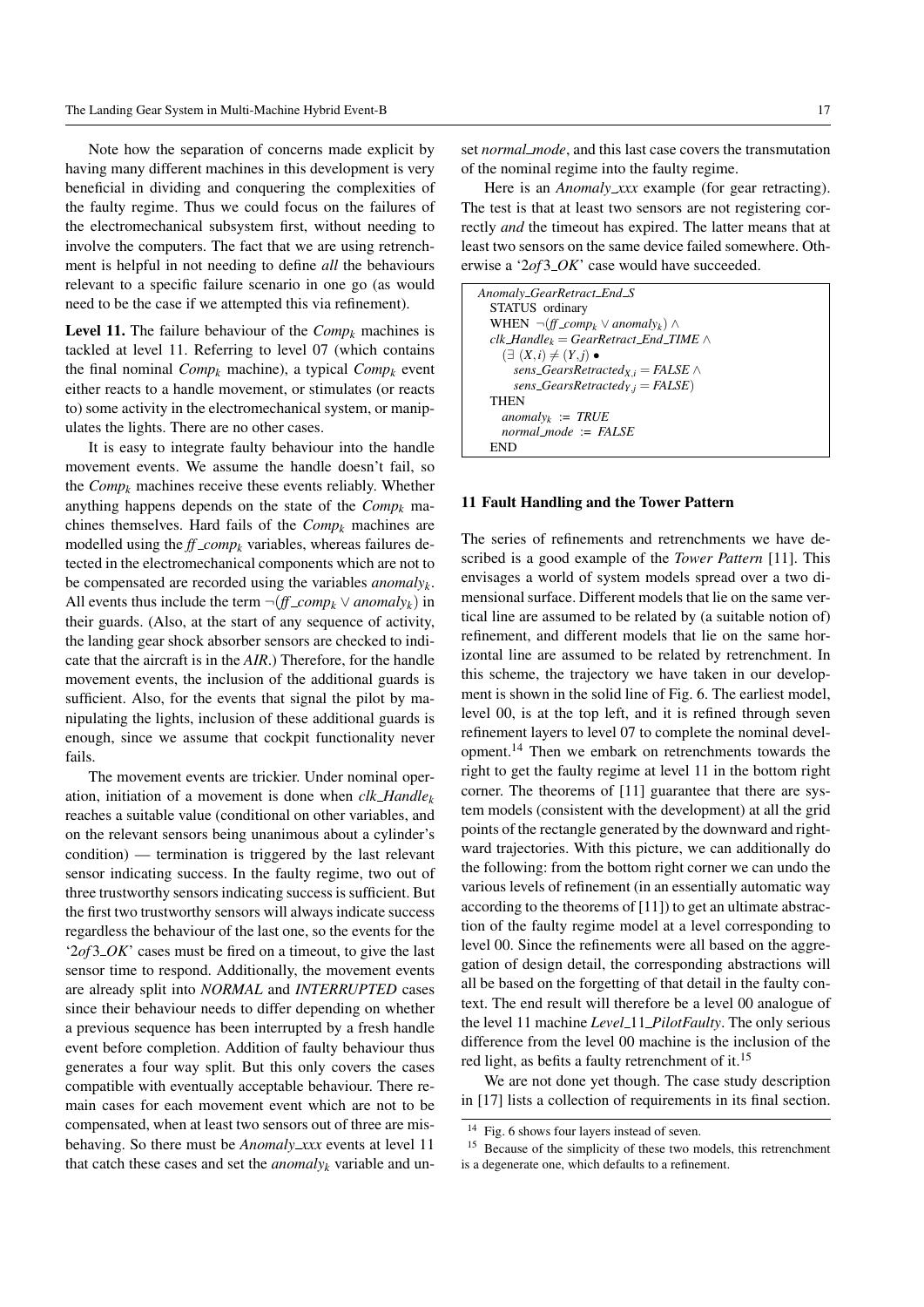Note how the separation of concerns made explicit by having many different machines in this development is very beneficial in dividing and conquering the complexities of the faulty regime. Thus we could focus on the failures of the electromechanical subsystem first, without needing to involve the computers. The fact that we are using retrenchment is helpful in not needing to define *all* the behaviours relevant to a specific failure scenario in one go (as would need to be the case if we attempted this via refinement).

**Level 11.** The failure behaviour of the $Comp_k$ machines is tackled at level 11. Referring to level 07 (which contains the final nominal $Comp_k$ machine), a typical $Comp_k$ event either reacts to a handle movement, or stimulates (or reacts to) some activity in the electromechanical system, or manipulates the lights. There are no other cases.

It is easy to integrate faulty behaviour into the handle movement events. We assume the handle doesn't fail, so the $Comp_k$ machines receive these events reliably. Whether anything happens depends on the state of the $Comp_k$ machines themselves. Hard fails of the $Comp_k$ machines are modelled using the $ff\_comp_k$ variables, whereas failures detected in the electromechanical components which are not to be compensated are recorded using the variables $anomaly_k$. All events thus include the term $\neg(ff\_comp_k \vee anomaly_k)$ in their guards. (Also, at the start of any sequence of activity, the landing gear shock absorber sensors are checked to indicate that the aircraft is in the *AIR*.) Therefore, for the handle movement events, the inclusion of the additional guards is sufficient. Also, for the events that signal the pilot by manipulating the lights, inclusion of these additional guards is enough, since we assume that cockpit functionality never fails.

The movement events are trickier. Under nominal operation, initiation of a movement is done when $clk\_Handle_k$ reaches a suitable value (conditional on other variables, and on the relevant sensors being unanimous about a cylinder's condition) — termination is triggered by the last relevant sensor indicating success. In the faulty regime, two out of three trustworthy sensors indicating success is sufficient. But the first two trustworthy sensors will always indicate success regardless the behaviour of the last one, so the events for the '$2of3\_OK$' cases must be fired on a timeout, to give the last sensor time to respond. Additionally, the movement events are already split into *NORMAL* and *INTERRUPTED* cases since their behaviour needs to differ depending on whether a previous sequence has been interrupted by a fresh handle event before completion. Addition of faulty behaviour thus generates a four way split. But this only covers the cases compatible with eventually acceptable behaviour. There remain cases for each movement event which are not to be compensated, when at least two sensors out of three are misbehaving. So there must be *Anomaly_xxx* events at level 11 that catch these cases and set the $anomaly_k$ variable and unset *normal_mode*, and this last case covers the transmutation of the nominal regime into the faulty regime.

Here is an *Anomaly_xxx* example (for gear retracting). The test is that at least two sensors are not registering correctly *and* the timeout has expired. The latter means that at least two sensors on the same device failed somewhere. Otherwise a '$2of3\_OK$' case would have succeeded.

```
Anomaly_GearRetract_End_S
  STATUS ordinary
  WHEN ¬(ff_comp_k ∨ anomaly_k) ∧
  clk_Handle_k = GearRetract_End_TIME ∧
    (∃ (X,i) ≠ (Y,j) •
      sens_GearsRetracted_{X,i} = FALSE ∧
      sens_GearsRetracted_{Y,j} = FALSE)
  THEN
    anomaly_k := TRUE
    normal_mode := FALSE
  END
```

## 11 Fault Handling and the Tower Pattern

The series of refinements and retrenchments we have described is a good example of the *Tower Pattern* [11]. This envisages a world of system models spread over a two dimensional surface. Different models that lie on the same vertical line are assumed to be related by (a suitable notion of) refinement, and different models that lie on the same horizontal line are assumed to be related by retrenchment. In this scheme, the trajectory we have taken in our development is shown in the solid line of Fig. 6. The earliest model, level 00, is at the top left, and it is refined through seven refinement layers to level 07 to complete the nominal development.[14] Then we embark on retrenchments towards the right to get the faulty regime at level 11 in the bottom right corner. The theorems of [11] guarantee that there are system models (consistent with the development) at all the grid points of the rectangle generated by the downward and rightward trajectories. With this picture, we can additionally do the following: from the bottom right corner we can undo the various levels of refinement (in an essentially automatic way according to the theorems of [11]) to get an ultimate abstraction of the faulty regime model at a level corresponding to level 00. Since the refinements were all based on the aggregation of design detail, the corresponding abstractions will all be based on the forgetting of that detail in the faulty context. The end result will therefore be a level 00 analogue of the level 11 machine *Level_11_PilotFaulty*. The only serious difference from the level 00 machine is the inclusion of the red light, as befits a faulty retrenchment of it.[15]

We are not done yet though. The case study description in [17] lists a collection of requirements in its final section.

[14] Fig. 6 shows four layers instead of seven.

[15] Because of the simplicity of these two models, this retrenchment is a degenerate one, which defaults to a refinement.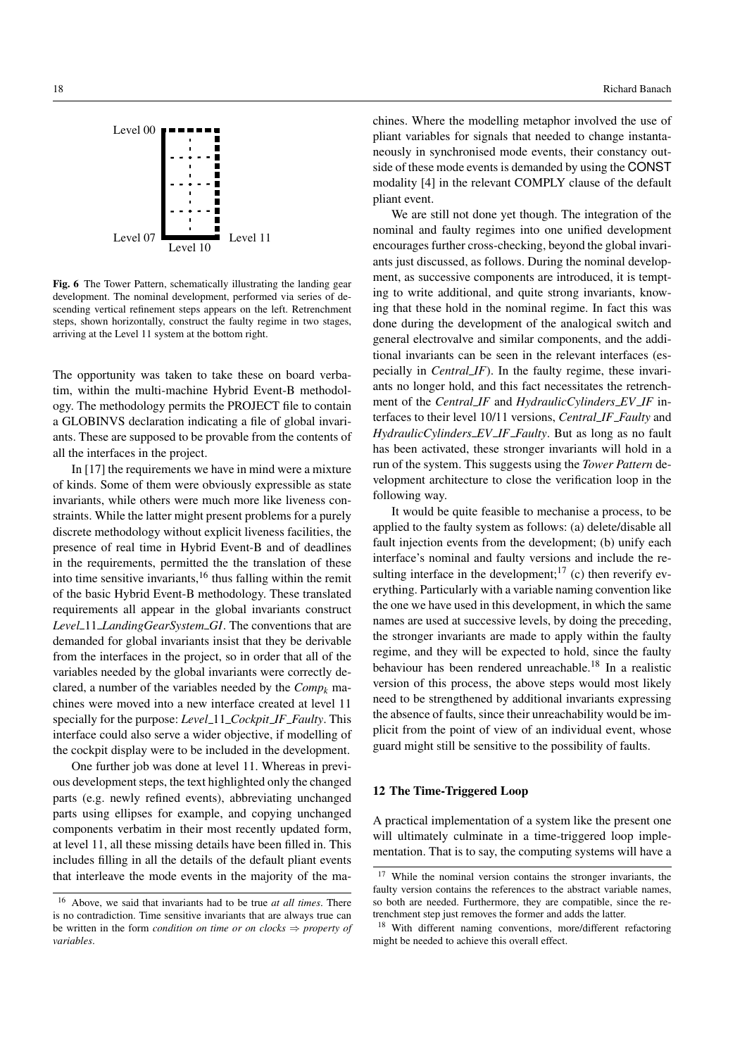Level 00

Level 07 Level 10 Level 11

**Fig. 6** The Tower Pattern, schematically illustrating the landing gear development. The nominal development, performed via series of descending vertical refinement steps appears on the left. Retrenchment steps, shown horizontally, construct the faulty regime in two stages, arriving at the Level 11 system at the bottom right.

The opportunity was taken to take these on board verbatim, within the multi-machine Hybrid Event-B methodology. The methodology permits the PROJECT file to contain a GLOBINVS declaration indicating a file of global invariants. These are supposed to be provable from the contents of all the interfaces in the project.

In [17] the requirements we have in mind were a mixture of kinds. Some of them were obviously expressible as state invariants, while others were much more like liveness constraints. While the latter might present problems for a purely discrete methodology without explicit liveness facilities, the presence of real time in Hybrid Event-B and of deadlines in the requirements, permitted the the translation of these into time sensitive invariants,[16] thus falling within the remit of the basic Hybrid Event-B methodology. These translated requirements all appear in the global invariants construct *Level_11_LandingGearSystem_GI*. The conventions that are demanded for global invariants insist that they be derivable from the interfaces in the project, so in order that all of the variables needed by the global invariants were correctly declared, a number of the variables needed by the $Comp_k$ machines were moved into a new interface created at level 11 specially for the purpose: *Level_11_Cockpit_IF_Faulty*. This interface could also serve a wider objective, if modelling of the cockpit display were to be included in the development.

One further job was done at level 11. Whereas in previous development steps, the text highlighted only the changed parts (e.g. newly refined events), abbreviating unchanged parts using ellipses for example, and copying unchanged components verbatim in their most recently updated form, at level 11, all these missing details have been filled in. This includes filling in all the details of the default pliant events that interleave the mode events in the majority of the machines. Where the modelling metaphor involved the use of pliant variables for signals that needed to change instantaneously in synchronised mode events, their constancy outside of these mode events is demanded by using the CONST modality [4] in the relevant COMPLY clause of the default pliant event.

We are still not done yet though. The integration of the nominal and faulty regimes into one unified development encourages further cross-checking, beyond the global invariants just discussed, as follows. During the nominal development, as successive components are introduced, it is tempting to write additional, and quite strong invariants, knowing that these hold in the nominal regime. In fact this was done during the development of the analogical switch and general electrovalve and similar components, and the additional invariants can be seen in the relevant interfaces (especially in *Central_IF*). In the faulty regime, these invariants no longer hold, and this fact necessitates the retrenchment of the *Central_IF* and *HydraulicCylinders_EV_IF* interfaces to their level 10/11 versions, *Central_IF_Faulty* and *HydraulicCylinders_EV_IF_Faulty*. But as long as no fault has been activated, these stronger invariants will hold in a run of the system. This suggests using the *Tower Pattern* development architecture to close the verification loop in the following way.

It would be quite feasible to mechanise a process, to be applied to the faulty system as follows: (a) delete/disable all fault injection events from the development; (b) unify each interface's nominal and faulty versions and include the resulting interface in the development;[17] (c) then reverify everything. Particularly with a variable naming convention like the one we have used in this development, in which the same names are used at successive levels, by doing the preceding, the stronger invariants are made to apply within the faulty regime, and they will be expected to hold, since the faulty behaviour has been rendered unreachable.[18] In a realistic version of this process, the above steps would most likely need to be strengthened by additional invariants expressing the absence of faults, since their unreachability would be implicit from the point of view of an individual event, whose guard might still be sensitive to the possibility of faults.

## 12 The Time-Triggered Loop

A practical implementation of a system like the present one will ultimately culminate in a time-triggered loop implementation. That is to say, the computing systems will have a

[16] Above, we said that invariants had to be true *at all times*. There is no contradiction. Time sensitive invariants that are always true can be written in the form *condition on time or on clocks* $\Rightarrow$ *property of variables*.

[17] While the nominal version contains the stronger invariants, the faulty version contains the references to the abstract variable names, so both are needed. Furthermore, they are compatible, since the retrenchment step just removes the former and adds the latter.

[18] With different naming conventions, more/different refactoring might be needed to achieve this overall effect.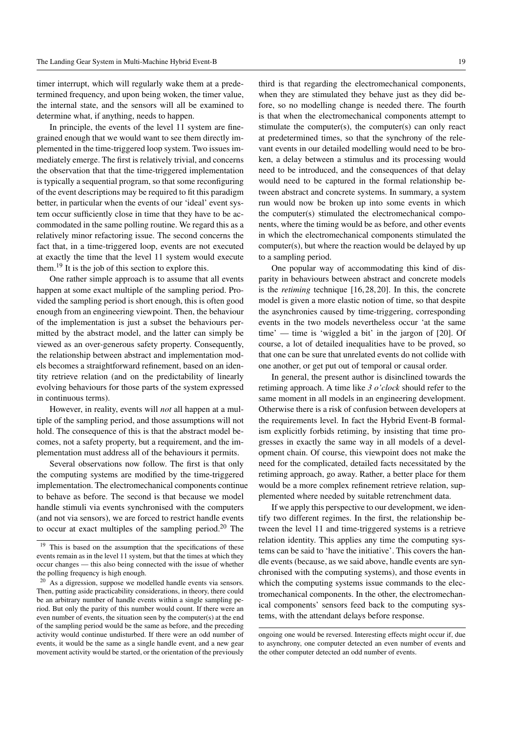timer interrupt, which will regularly wake them at a predetermined frequency, and upon being woken, the timer value, the internal state, and the sensors will all be examined to determine what, if anything, needs to happen.

In principle, the events of the level 11 system are fine-grained enough that we would want to see them directly implemented in the time-triggered loop system. Two issues immediately emerge. The first is relatively trivial, and concerns the observation that that the time-triggered implementation is typically a sequential program, so that some reconfiguring of the event descriptions may be required to fit this paradigm better, in particular when the events of our 'ideal' event system occur sufficiently close in time that they have to be accommodated in the same polling routine. We regard this as a relatively minor refactoring issue. The second concerns the fact that, in a time-triggered loop, events are not executed at exactly the time that the level 11 system would execute them.[19] It is the job of this section to explore this.

One rather simple approach is to assume that all events happen at some exact multiple of the sampling period. Provided the sampling period is short enough, this is often good enough from an engineering viewpoint. Then, the behaviour of the implementation is just a subset the behaviours permitted by the abstract model, and the latter can simply be viewed as an over-generous safety property. Consequently, the relationship between abstract and implementation models becomes a straightforward refinement, based on an identity retrieve relation (and on the predictability of linearly evolving behaviours for those parts of the system expressed in continuous terms).

However, in reality, events will *not* all happen at a multiple of the sampling period, and those assumptions will not hold. The consequence of this is that the abstract model becomes, not a safety property, but a requirement, and the implementation must address all of the behaviours it permits.

Several observations now follow. The first is that only the computing systems are modified by the time-triggered implementation. The electromechanical components continue to behave as before. The second is that because we model handle stimuli via events synchronised with the computers (and not via sensors), we are forced to restrict handle events to occur at exact multiples of the sampling period.[20] The third is that regarding the electromechanical components, when they are stimulated they behave just as they did before, so no modelling change is needed there. The fourth is that when the electromechanical components attempt to stimulate the computer(s), the computer(s) can only react at predetermined times, so that the synchrony of the relevant events in our detailed modelling would need to be broken, a delay between a stimulus and its processing would need to be introduced, and the consequences of that delay would need to be captured in the formal relationship between abstract and concrete systems. In summary, a system run would now be broken up into some events in which the computer(s) stimulated the electromechanical components, where the timing would be as before, and other events in which the electromechanical components stimulated the computer(s), but where the reaction would be delayed by up to a sampling period.

One popular way of accommodating this kind of disparity in behaviours between abstract and concrete models is the *retiming* technique [16, 28, 20]. In this, the concrete model is given a more elastic notion of time, so that despite the asynchronies caused by time-triggering, corresponding events in the two models nevertheless occur 'at the same time' — time is 'wiggled a bit' in the jargon of [20]. Of course, a lot of detailed inequalities have to be proved, so that one can be sure that unrelated events do not collide with one another, or get put out of temporal or causal order.

In general, the present author is disinclined towards the retiming approach. A time like *3 o'clock* should refer to the same moment in all models in an engineering development. Otherwise there is a risk of confusion between developers at the requirements level. In fact the Hybrid Event-B formalism explicitly forbids retiming, by insisting that time progresses in exactly the same way in all models of a development chain. Of course, this viewpoint does not make the need for the complicated, detailed facts necessitated by the retiming approach, go away. Rather, a better place for them would be a more complex refinement retrieve relation, supplemented where needed by suitable retrenchment data.

If we apply this perspective to our development, we identify two different regimes. In the first, the relationship between the level 11 and time-triggered systems is a retrieve relation identity. This applies any time the computing systems can be said to 'have the initiative'. This covers the handle events (because, as we said above, handle events are synchronised with the computing systems), and those events in which the computing systems issue commands to the electromechanical components. In the other, the electromechanical components' sensors feed back to the computing systems, with the attendant delays before response.

[19] This is based on the assumption that the specifications of these events remain as in the level 11 system, but that the times at which they occur changes — this also being connected with the issue of whether the polling frequency is high enough.

[20] As a digression, suppose we modelled handle events via sensors. Then, putting aside practicability considerations, in theory, there could be an arbitrary number of handle events within a single sampling period. But only the parity of this number would count. If there were an even number of events, the situation seen by the computer(s) at the end of the sampling period would be the same as before, and the preceding activity would continue undisturbed. If there were an odd number of events, it would be the same as a single handle event, and a new gear movement activity would be started, or the orientation of the previously ongoing one would be reversed. Interesting effects might occur if, due to asynchrony, one computer detected an even number of events and the other computer detected an odd number of events.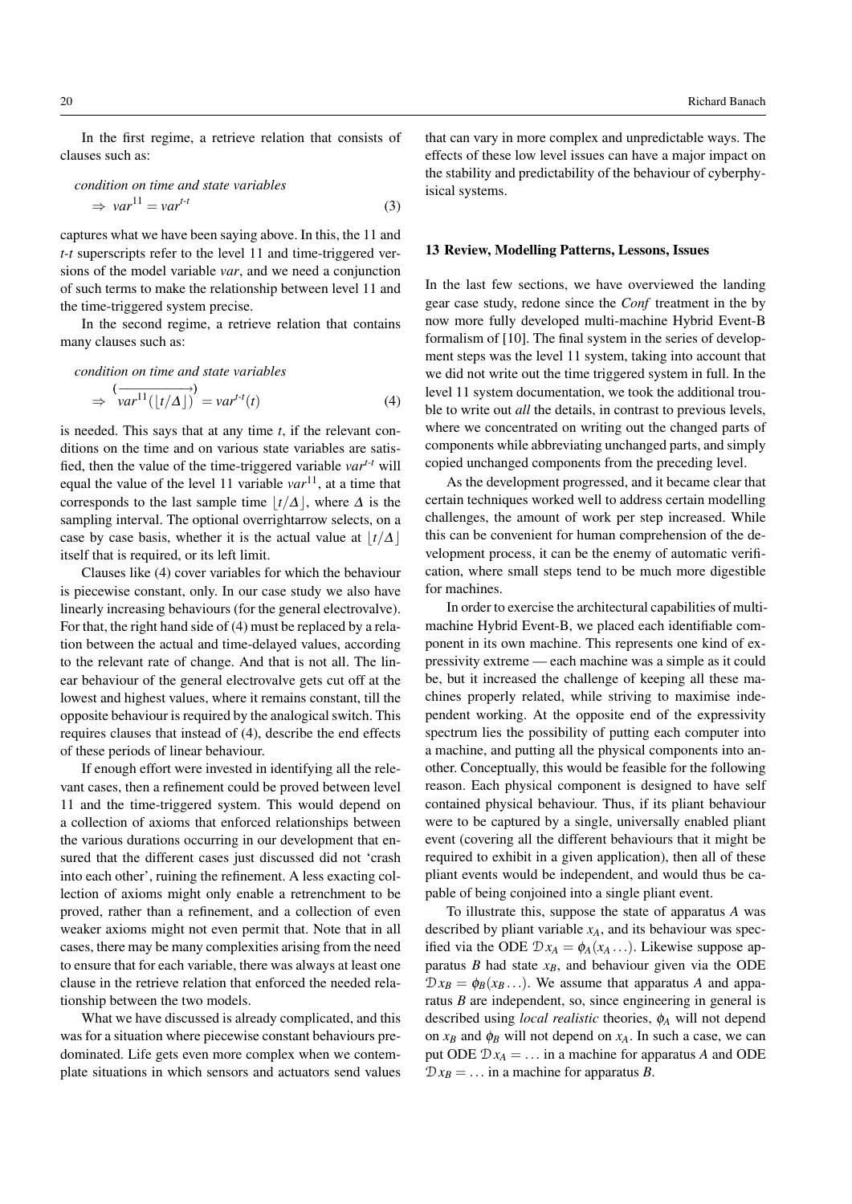In the first regime, a retrieve relation that consists of clauses such as:

$$\begin{aligned}&\textit{condition on time and state variables}\\&\quad\Rightarrow\ var^{11} = var^{t\text{-}t}\end{aligned} \tag{3}$$

captures what we have been saying above. In this, the 11 and *t-t* superscripts refer to the level 11 and time-triggered versions of the model variable *var*, and we need a conjunction of such terms to make the relationship between level 11 and the time-triggered system precise.

In the second regime, a retrieve relation that contains many clauses such as:

$$\begin{aligned}&\textit{condition on time and state variables}\\&\quad\Rightarrow\ \overrightarrow{var^{11}(\lfloor t/\Delta \rfloor)}^{(\;)} = var^{t\text{-}t}(t)\end{aligned} \tag{4}$$

is needed. This says that at any time $t$, if the relevant conditions on the time and on various state variables are satisfied, then the value of the time-triggered variable $var^{t\text{-}t}$ will equal the value of the level 11 variable $var^{11}$, at a time that corresponds to the last sample time $\lfloor t/\Delta \rfloor$, where $\Delta$ is the sampling interval. The optional overrightarrow selects, on a case by case basis, whether it is the actual value at $\lfloor t/\Delta \rfloor$ itself that is required, or its left limit.

Clauses like (4) cover variables for which the behaviour is piecewise constant, only. In our case study we also have linearly increasing behaviours (for the general electrovalve). For that, the right hand side of (4) must be replaced by a relation between the actual and time-delayed values, according to the relevant rate of change. And that is not all. The linear behaviour of the general electrovalve gets cut off at the lowest and highest values, where it remains constant, till the opposite behaviour is required by the analogical switch. This requires clauses that instead of (4), describe the end effects of these periods of linear behaviour.

If enough effort were invested in identifying all the relevant cases, then a refinement could be proved between level 11 and the time-triggered system. This would depend on a collection of axioms that enforced relationships between the various durations occurring in our development that ensured that the different cases just discussed did not 'crash into each other', ruining the refinement. A less exacting collection of axioms might only enable a retrenchment to be proved, rather than a refinement, and a collection of even weaker axioms might not even permit that. Note that in all cases, there may be many complexities arising from the need to ensure that for each variable, there was always at least one clause in the retrieve relation that enforced the needed relationship between the two models.

What we have discussed is already complicated, and this was for a situation where piecewise constant behaviours predominated. Life gets even more complex when we contemplate situations in which sensors and actuators send values that can vary in more complex and unpredictable ways. The effects of these low level issues can have a major impact on the stability and predictability of the behaviour of cyberphyisical systems.

## 13 Review, Modelling Patterns, Lessons, Issues

In the last few sections, we have overviewed the landing gear case study, redone since the *Conf* treatment in the by now more fully developed multi-machine Hybrid Event-B formalism of [10]. The final system in the series of development steps was the level 11 system, taking into account that we did not write out the time triggered system in full. In the level 11 system documentation, we took the additional trouble to write out *all* the details, in contrast to previous levels, where we concentrated on writing out the changed parts of components while abbreviating unchanged parts, and simply copied unchanged components from the preceding level.

As the development progressed, and it became clear that certain techniques worked well to address certain modelling challenges, the amount of work per step increased. While this can be convenient for human comprehension of the development process, it can be the enemy of automatic verification, where small steps tend to be much more digestible for machines.

In order to exercise the architectural capabilities of multi-machine Hybrid Event-B, we placed each identifiable component in its own machine. This represents one kind of expressivity extreme — each machine was a simple as it could be, but it increased the challenge of keeping all these machines properly related, while striving to maximise independent working. At the opposite end of the expressivity spectrum lies the possibility of putting each computer into a machine, and putting all the physical components into another. Conceptually, this would be feasible for the following reason. Each physical component is designed to have self contained physical behaviour. Thus, if its pliant behaviour were to be captured by a single, universally enabled pliant event (covering all the different behaviours that it might be required to exhibit in a given application), then all of these pliant events would be independent, and would thus be capable of being conjoined into a single pliant event.

To illustrate this, suppose the state of apparatus $A$ was described by pliant variable $x_A$, and its behaviour was specified via the ODE $\mathcal{D}\,x_A = \phi_A(x_A \ldots)$. Likewise suppose apparatus $B$ had state $x_B$, and behaviour given via the ODE $\mathcal{D}\,x_B = \phi_B(x_B \ldots)$. We assume that apparatus $A$ and apparatus $B$ are independent, so, since engineering in general is described using *local realistic* theories, $\phi_A$ will not depend on $x_B$ and $\phi_B$ will not depend on $x_A$. In such a case, we can put ODE $\mathcal{D}\,x_A = \ldots$ in a machine for apparatus $A$ and ODE $\mathcal{D}\,x_B = \ldots$ in a machine for apparatus $B$.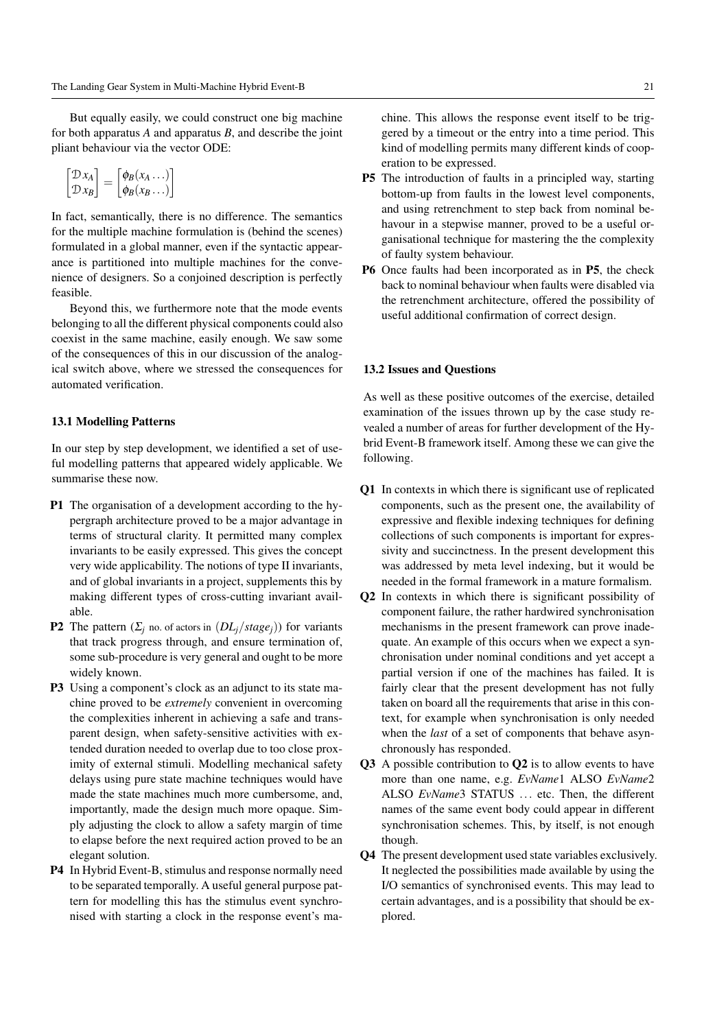But equally easily, we could construct one big machine for both apparatus $A$ and apparatus $B$, and describe the joint pliant behaviour via the vector ODE:

$$\begin{bmatrix} \mathcal{D}\, x_A \\ \mathcal{D}\, x_B \end{bmatrix} = \begin{bmatrix} \phi_B(x_A \ldots) \\ \phi_B(x_B \ldots) \end{bmatrix}$$

In fact, semantically, there is no difference. The semantics for the multiple machine formulation is (behind the scenes) formulated in a global manner, even if the syntactic appearance is partitioned into multiple machines for the convenience of designers. So a conjoined description is perfectly feasible.

Beyond this, we furthermore note that the mode events belonging to all the different physical components could also coexist in the same machine, easily enough. We saw some of the consequences of this in our discussion of the analogical switch above, where we stressed the consequences for automated verification.

### 13.1 Modelling Patterns

In our step by step development, we identified a set of useful modelling patterns that appeared widely applicable. We summarise these now.

**P1** The organisation of a development according to the hypergraph architecture proved to be a major advantage in terms of structural clarity. It permitted many complex invariants to be easily expressed. This gives the concept very wide applicability. The notions of type II invariants, and of global invariants in a project, supplements this by making different types of cross-cutting invariant available.

**P2** The pattern ($\Sigma_j$ no. of actors in $(DL_j/stage_j)$) for variants that track progress through, and ensure termination of, some sub-procedure is very general and ought to be more widely known.

**P3** Using a component's clock as an adjunct to its state machine proved to be *extremely* convenient in overcoming the complexities inherent in achieving a safe and transparent design, when safety-sensitive activities with extended duration needed to overlap due to too close proximity of external stimuli. Modelling mechanical safety delays using pure state machine techniques would have made the state machines much more cumbersome, and, importantly, made the design much more opaque. Simply adjusting the clock to allow a safety margin of time to elapse before the next required action proved to be an elegant solution.

**P4** In Hybrid Event-B, stimulus and response normally need to be separated temporally. A useful general purpose pattern for modelling this has the stimulus event synchronised with starting a clock in the response event's machine. This allows the response event itself to be triggered by a timeout or the entry into a time period. This kind of modelling permits many different kinds of cooperation to be expressed.

**P5** The introduction of faults in a principled way, starting bottom-up from faults in the lowest level components, and using retrenchment to step back from nominal behaviour in a stepwise manner, proved to be a useful organisational technique for mastering the the complexity of faulty system behaviour.

**P6** Once faults had been incorporated as in **P5**, the check back to nominal behaviour when faults were disabled via the retrenchment architecture, offered the possibility of useful additional confirmation of correct design.

### 13.2 Issues and Questions

As well as these positive outcomes of the exercise, detailed examination of the issues thrown up by the case study revealed a number of areas for further development of the Hybrid Event-B framework itself. Among these we can give the following.

**Q1** In contexts in which there is significant use of replicated components, such as the present one, the availability of expressive and flexible indexing techniques for defining collections of such components is important for expressivity and succinctness. In the present development this was addressed by meta level indexing, but it would be needed in the formal framework in a mature formalism.

**Q2** In contexts in which there is significant possibility of component failure, the rather hardwired synchronisation mechanisms in the present framework can prove inadequate. An example of this occurs when we expect a synchronisation under nominal conditions and yet accept a partial version if one of the machines has failed. It is fairly clear that the present development has not fully taken on board all the requirements that arise in this context, for example when synchronisation is only needed when the *last* of a set of components that behave asynchronously has responded.

**Q3** A possible contribution to **Q2** is to allow events to have more than one name, e.g. *EvName*1 ALSO *EvName*2 ALSO *EvName*3 STATUS ... etc. Then, the different names of the same event body could appear in different synchronisation schemes. This, by itself, is not enough though.

**Q4** The present development used state variables exclusively. It neglected the possibilities made available by using the I/O semantics of synchronised events. This may lead to certain advantages, and is a possibility that should be explored.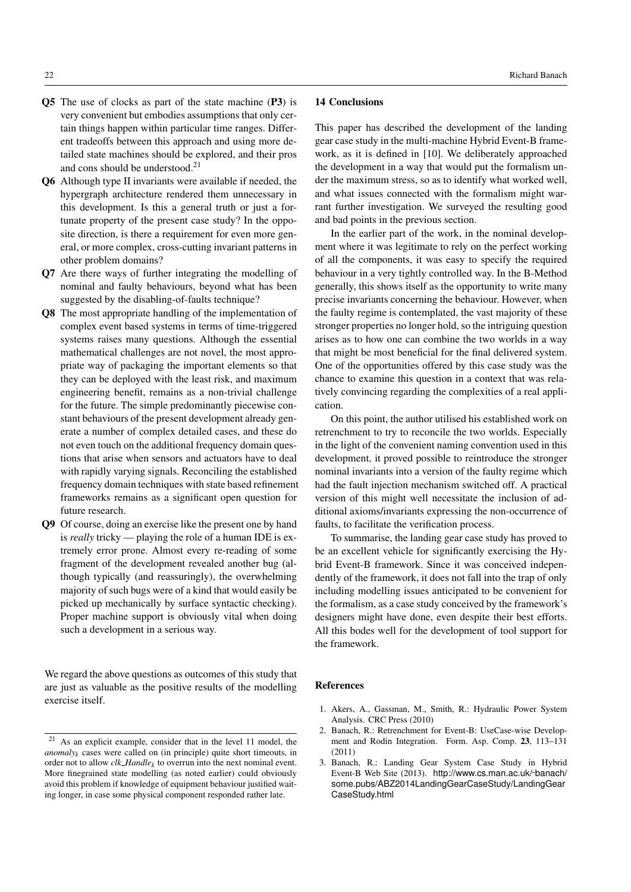**Q5** The use of clocks as part of the state machine (**P3**) is very convenient but embodies assumptions that only certain things happen within particular time ranges. Different tradeoffs between this approach and using more detailed state machines should be explored, and their pros and cons should be understood.[21]

**Q6** Although type II invariants were available if needed, the hypergraph architecture rendered them unnecessary in this development. Is this a general truth or just a fortunate property of the present case study? In the opposite direction, is there a requirement for even more general, or more complex, cross-cutting invariant patterns in other problem domains?

**Q7** Are there ways of further integrating the modelling of nominal and faulty behaviours, beyond what has been suggested by the disabling-of-faults technique?

**Q8** The most appropriate handling of the implementation of complex event based systems in terms of time-triggered systems raises many questions. Although the essential mathematical challenges are not novel, the most appropriate way of packaging the important elements so that they can be deployed with the least risk, and maximum engineering benefit, remains as a non-trivial challenge for the future. The simple predominantly piecewise constant behaviours of the present development already generate a number of complex detailed cases, and these do not even touch on the additional frequency domain questions that arise when sensors and actuators have to deal with rapidly varying signals. Reconciling the established frequency domain techniques with state based refinement frameworks remains as a significant open question for future research.

**Q9** Of course, doing an exercise like the present one by hand is *really* tricky — playing the role of a human IDE is extremely error prone. Almost every re-reading of some fragment of the development revealed another bug (although typically (and reassuringly), the overwhelming majority of such bugs were of a kind that would easily be picked up mechanically by surface syntactic checking). Proper machine support is obviously vital when doing such a development in a serious way.

We regard the above questions as outcomes of this study that are just as valuable as the positive results of the modelling exercise itself.

[21] As an explicit example, consider that in the level 11 model, the $anomaly_k$ cases were called on (in principle) quite short timeouts, in order not to allow $clk\_Handle_k$ to overrun into the next nominal event. More finegrained state modelling (as noted earlier) could obviously avoid this problem if knowledge of equipment behaviour justified waiting longer, in case some physical component responded rather late.

## 14 Conclusions

This paper has described the development of the landing gear case study in the multi-machine Hybrid Event-B framework, as it is defined in [10]. We deliberately approached the development in a way that would put the formalism under the maximum stress, so as to identify what worked well, and what issues connected with the formalism might warrant further investigation. We surveyed the resulting good and bad points in the previous section.

In the earlier part of the work, in the nominal development where it was legitimate to rely on the perfect working of all the components, it was easy to specify the required behaviour in a very tightly controlled way. In the B-Method generally, this shows itself as the opportunity to write many precise invariants concerning the behaviour. However, when the faulty regime is contemplated, the vast majority of these stronger properties no longer hold, so the intriguing question arises as to how one can combine the two worlds in a way that might be most beneficial for the final delivered system. One of the opportunities offered by this case study was the chance to examine this question in a context that was relatively convincing regarding the complexities of a real application.

On this point, the author utilised his established work on retrenchment to try to reconcile the two worlds. Especially in the light of the convenient naming convention used in this development, it proved possible to reintroduce the stronger nominal invariants into a version of the faulty regime which had the fault injection mechanism switched off. A practical version of this might well necessitate the inclusion of additional axioms/invariants expressing the non-occurrence of faults, to facilitate the verification process.

To summarise, the landing gear case study has proved to be an excellent vehicle for significantly exercising the Hybrid Event-B framework. Since it was conceived independently of the framework, it does not fall into the trap of only including modelling issues anticipated to be convenient for the formalism, as a case study conceived by the framework's designers might have done, even despite their best efforts. All this bodes well for the development of tool support for the framework.

## References

1. Akers, A., Gassman, M., Smith, R.: Hydraulic Power System Analysis. CRC Press (2010)
2. Banach, R.: Retrenchment for Event-B: UseCase-wise Development and Rodin Integration. Form. Asp. Comp. **23**, 113–131 (2011)
3. Banach, R.: Landing Gear System Case Study in Hybrid Event-B Web Site (2013). http://www.cs.man.ac.uk/~banach/some.pubs/ABZ2014LandingGearCaseStudy/LandingGearCaseStudy.html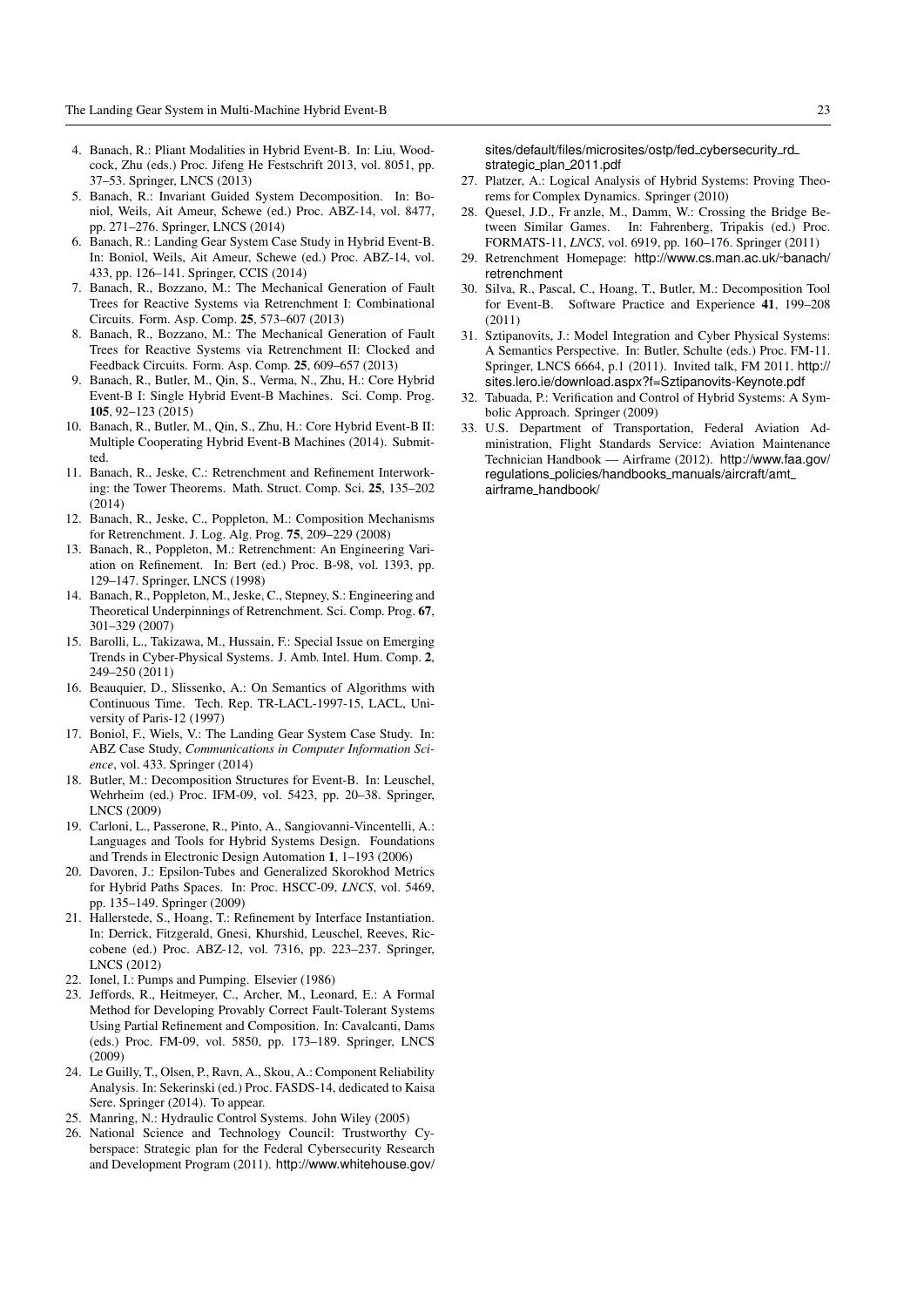4. Banach, R.: Pliant Modalities in Hybrid Event-B. In: Liu, Woodcock, Zhu (eds.) Proc. Jifeng He Festschrift 2013, vol. 8051, pp. 37–53. Springer, LNCS (2013)
5. Banach, R.: Invariant Guided System Decomposition. In: Boniol, Weils, Ait Ameur, Schewe (ed.) Proc. ABZ-14, vol. 8477, pp. 271–276. Springer, LNCS (2014)
6. Banach, R.: Landing Gear System Case Study in Hybrid Event-B. In: Boniol, Weils, Ait Ameur, Schewe (ed.) Proc. ABZ-14, vol. 433, pp. 126–141. Springer, CCIS (2014)
7. Banach, R., Bozzano, M.: The Mechanical Generation of Fault Trees for Reactive Systems via Retrenchment I: Combinational Circuits. Form. Asp. Comp. **25**, 573–607 (2013)
8. Banach, R., Bozzano, M.: The Mechanical Generation of Fault Trees for Reactive Systems via Retrenchment II: Clocked and Feedback Circuits. Form. Asp. Comp. **25**, 609–657 (2013)
9. Banach, R., Butler, M., Qin, S., Verma, N., Zhu, H.: Core Hybrid Event-B I: Single Hybrid Event-B Machines. Sci. Comp. Prog. **105**, 92–123 (2015)
10. Banach, R., Butler, M., Qin, S., Zhu, H.: Core Hybrid Event-B II: Multiple Cooperating Hybrid Event-B Machines (2014). Submitted.
11. Banach, R., Jeske, C.: Retrenchment and Refinement Interworking: the Tower Theorems. Math. Struct. Comp. Sci. **25**, 135–202 (2014)
12. Banach, R., Jeske, C., Poppleton, M.: Composition Mechanisms for Retrenchment. J. Log. Alg. Prog. **75**, 209–229 (2008)
13. Banach, R., Poppleton, M.: Retrenchment: An Engineering Variation on Refinement. In: Bert (ed.) Proc. B-98, vol. 1393, pp. 129–147. Springer, LNCS (1998)
14. Banach, R., Poppleton, M., Jeske, C., Stepney, S.: Engineering and Theoretical Underpinnings of Retrenchment. Sci. Comp. Prog. **67**, 301–329 (2007)
15. Barolli, L., Takizawa, M., Hussain, F.: Special Issue on Emerging Trends in Cyber-Physical Systems. J. Amb. Intel. Hum. Comp. **2**, 249–250 (2011)
16. Beauquier, D., Slissenko, A.: On Semantics of Algorithms with Continuous Time. Tech. Rep. TR-LACL-1997-15, LACL, University of Paris-12 (1997)
17. Boniol, F., Wiels, V.: The Landing Gear System Case Study. In: ABZ Case Study, *Communications in Computer Information Science*, vol. 433. Springer (2014)
18. Butler, M.: Decomposition Structures for Event-B. In: Leuschel, Wehrheim (ed.) Proc. IFM-09, vol. 5423, pp. 20–38. Springer, LNCS (2009)
19. Carloni, L., Passerone, R., Pinto, A., Sangiovanni-Vincentelli, A.: Languages and Tools for Hybrid Systems Design. Foundations and Trends in Electronic Design Automation **1**, 1–193 (2006)
20. Davoren, J.: Epsilon-Tubes and Generalized Skorokhod Metrics for Hybrid Paths Spaces. In: Proc. HSCC-09, *LNCS*, vol. 5469, pp. 135–149. Springer (2009)
21. Hallerstede, S., Hoang, T.: Refinement by Interface Instantiation. In: Derrick, Fitzgerald, Gnesi, Khurshid, Leuschel, Reeves, Riccobene (ed.) Proc. ABZ-12, vol. 7316, pp. 223–237. Springer, LNCS (2012)
22. Ionel, I.: Pumps and Pumping. Elsevier (1986)
23. Jeffords, R., Heitmeyer, C., Archer, M., Leonard, E.: A Formal Method for Developing Provably Correct Fault-Tolerant Systems Using Partial Refinement and Composition. In: Cavalcanti, Dams (eds.) Proc. FM-09, vol. 5850, pp. 173–189. Springer, LNCS (2009)
24. Le Guilly, T., Olsen, P., Ravn, A., Skou, A.: Component Reliability Analysis. In: Sekerinski (ed.) Proc. FASDS-14, dedicated to Kaisa Sere. Springer (2014). To appear.
25. Manring, N.: Hydraulic Control Systems. John Wiley (2005)
26. National Science and Technology Council: Trustworthy Cyberspace: Strategic plan for the Federal Cybersecurity Research and Development Program (2011). http://www.whitehouse.gov/sites/default/files/microsites/ostp/fed_cybersecurity_rd_strategic_plan_2011.pdf
27. Platzer, A.: Logical Analysis of Hybrid Systems: Proving Theorems for Complex Dynamics. Springer (2010)
28. Quesel, J.D., Fr anzle, M., Damm, W.: Crossing the Bridge Between Similar Games. In: Fahrenberg, Tripakis (ed.) Proc. FORMATS-11, *LNCS*, vol. 6919, pp. 160–176. Springer (2011)
29. Retrenchment Homepage: http://www.cs.man.ac.uk/~banach/retrenchment
30. Silva, R., Pascal, C., Hoang, T., Butler, M.: Decomposition Tool for Event-B. Software Practice and Experience **41**, 199–208 (2011)
31. Sztipanovits, J.: Model Integration and Cyber Physical Systems: A Semantics Perspective. In: Butler, Schulte (eds.) Proc. FM-11. Springer, LNCS 6664, p.1 (2011). Invited talk, FM 2011. http://sites.lero.ie/download.aspx?f=Sztipanovits-Keynote.pdf
32. Tabuada, P.: Verification and Control of Hybrid Systems: A Symbolic Approach. Springer (2009)
33. U.S. Department of Transportation, Federal Aviation Administration, Flight Standards Service: Aviation Maintenance Technician Handbook — Airframe (2012). http://www.faa.gov/regulations_policies/handbooks_manuals/aircraft/amt_airframe_handbook/